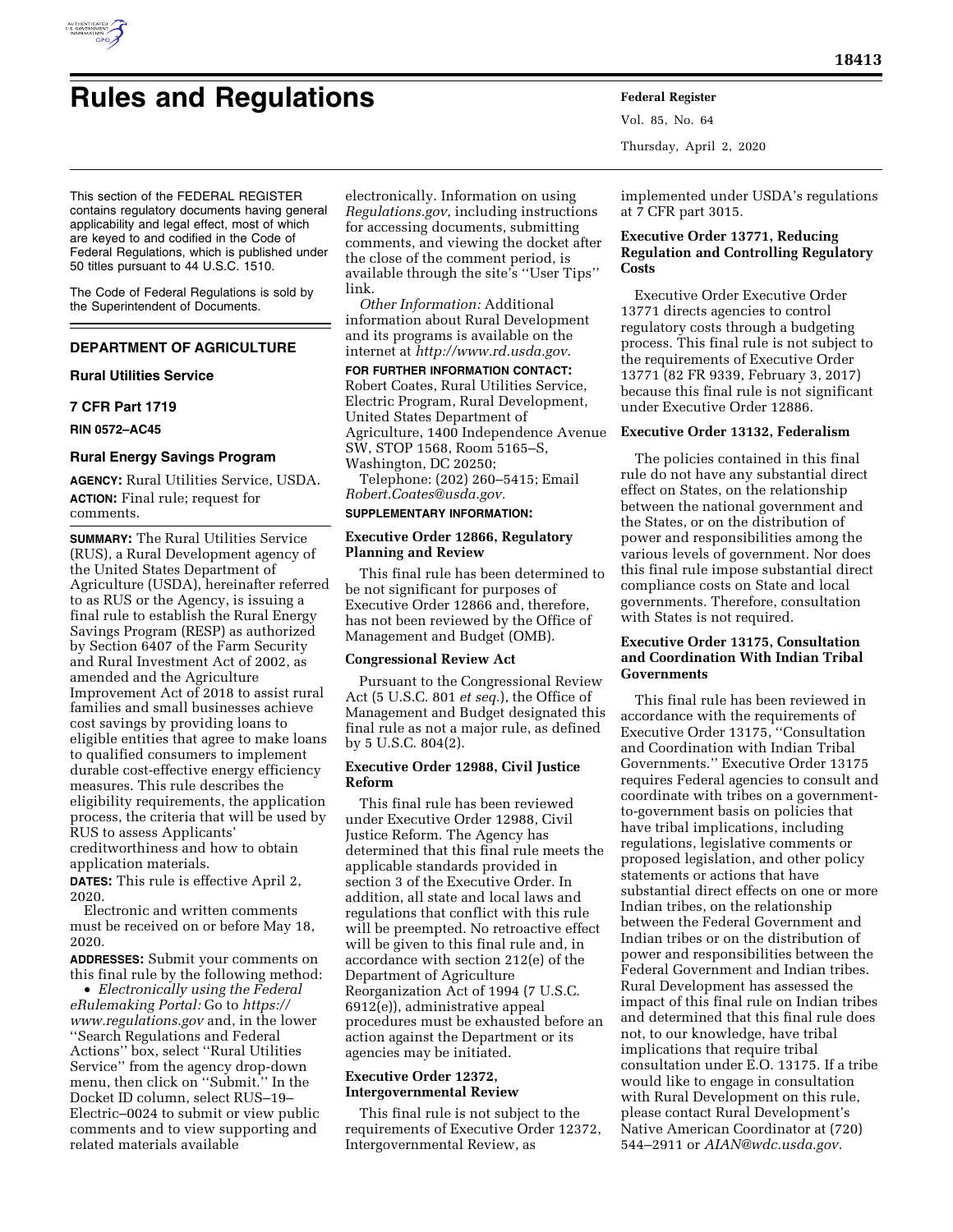# Rules and Regulations

This section of the FEDERAL REGISTER contains regulatory documents having general applicability and legal effect, most of which are keyed to and codified in the Code of Federal Regulations, which is published under 50 titles pursuant to 44 U.S.C. 1510.

The Code of Federal Regulations is sold by the Superintendent of Documents.

## DEPARTMENT OF AGRICULTURE

### Rural Utilities Service

### 7 CFR Part 1719

**RIN 0572–AC45**

### Rural Energy Savings Program

**AGENCY:** Rural Utilities Service, USDA.

**ACTION:** Final rule; request for comments.

**SUMMARY:** The Rural Utilities Service (RUS), a Rural Development agency of the United States Department of Agriculture (USDA), hereinafter referred to as RUS or the Agency, is issuing a final rule to establish the Rural Energy Savings Program (RESP) as authorized by Section 6407 of the Farm Security and Rural Investment Act of 2002, as amended and the Agriculture Improvement Act of 2018 to assist rural families and small businesses achieve cost savings by providing loans to eligible entities that agree to make loans to qualified consumers to implement durable cost-effective energy efficiency measures. This rule describes the eligibility requirements, the application process, the criteria that will be used by RUS to assess Applicants' creditworthiness and how to obtain application materials.

**DATES:** This rule is effective April 2, 2020.

Electronic and written comments must be received on or before May 18, 2020.

**ADDRESSES:** Submit your comments on this final rule by the following method:

- *Electronically using the Federal eRulemaking Portal:* Go to *https://www.regulations.gov* and, in the lower ''Search Regulations and Federal Actions'' box, select ''Rural Utilities Service'' from the agency drop-down menu, then click on ''Submit.'' In the Docket ID column, select RUS–19–Electric–0024 to submit or view public comments and to view supporting and related materials available electronically. Information on using *Regulations.gov*, including instructions for accessing documents, submitting comments, and viewing the docket after the close of the comment period, is available through the site's ''User Tips'' link.

*Other Information:* Additional information about Rural Development and its programs is available on the internet at *http://www.rd.usda.gov*.

**FOR FURTHER INFORMATION CONTACT:** Robert Coates, Rural Utilities Service, Electric Program, Rural Development, United States Department of Agriculture, 1400 Independence Avenue SW, STOP 1568, Room 5165–S, Washington, DC 20250;

Telephone: (202) 260–5415; Email *Robert.Coates@usda.gov.*

**SUPPLEMENTARY INFORMATION:**

#### Executive Order 12866, Regulatory Planning and Review

This final rule has been determined to be not significant for purposes of Executive Order 12866 and, therefore, has not been reviewed by the Office of Management and Budget (OMB).

#### Congressional Review Act

Pursuant to the Congressional Review Act (5 U.S.C. 801 *et seq.*), the Office of Management and Budget designated this final rule as not a major rule, as defined by 5 U.S.C. 804(2).

#### Executive Order 12988, Civil Justice Reform

This final rule has been reviewed under Executive Order 12988, Civil Justice Reform. The Agency has determined that this final rule meets the applicable standards provided in section 3 of the Executive Order. In addition, all state and local laws and regulations that conflict with this rule will be preempted. No retroactive effect will be given to this final rule and, in accordance with section 212(e) of the Department of Agriculture Reorganization Act of 1994 (7 U.S.C. 6912(e)), administrative appeal procedures must be exhausted before an action against the Department or its agencies may be initiated.

#### Executive Order 12372, Intergovernmental Review

This final rule is not subject to the requirements of Executive Order 12372, Intergovernmental Review, as implemented under USDA's regulations at 7 CFR part 3015.

#### Executive Order 13771, Reducing Regulation and Controlling Regulatory Costs

Executive Order Executive Order 13771 directs agencies to control regulatory costs through a budgeting process. This final rule is not subject to the requirements of Executive Order 13771 (82 FR 9339, February 3, 2017) because this final rule is not significant under Executive Order 12886.

#### Executive Order 13132, Federalism

The policies contained in this final rule do not have any substantial direct effect on States, on the relationship between the national government and the States, or on the distribution of power and responsibilities among the various levels of government. Nor does this final rule impose substantial direct compliance costs on State and local governments. Therefore, consultation with States is not required.

#### Executive Order 13175, Consultation and Coordination With Indian Tribal Governments

This final rule has been reviewed in accordance with the requirements of Executive Order 13175, ''Consultation and Coordination with Indian Tribal Governments.'' Executive Order 13175 requires Federal agencies to consult and coordinate with tribes on a government-to-government basis on policies that have tribal implications, including regulations, legislative comments or proposed legislation, and other policy statements or actions that have substantial direct effects on one or more Indian tribes, on the relationship between the Federal Government and Indian tribes or on the distribution of power and responsibilities between the Federal Government and Indian tribes. Rural Development has assessed the impact of this final rule on Indian tribes and determined that this final rule does not, to our knowledge, have tribal implications that require tribal consultation under E.O. 13175. If a tribe would like to engage in consultation with Rural Development on this rule, please contact Rural Development's Native American Coordinator at (720) 544–2911 or *AIAN@wdc.usda.gov.*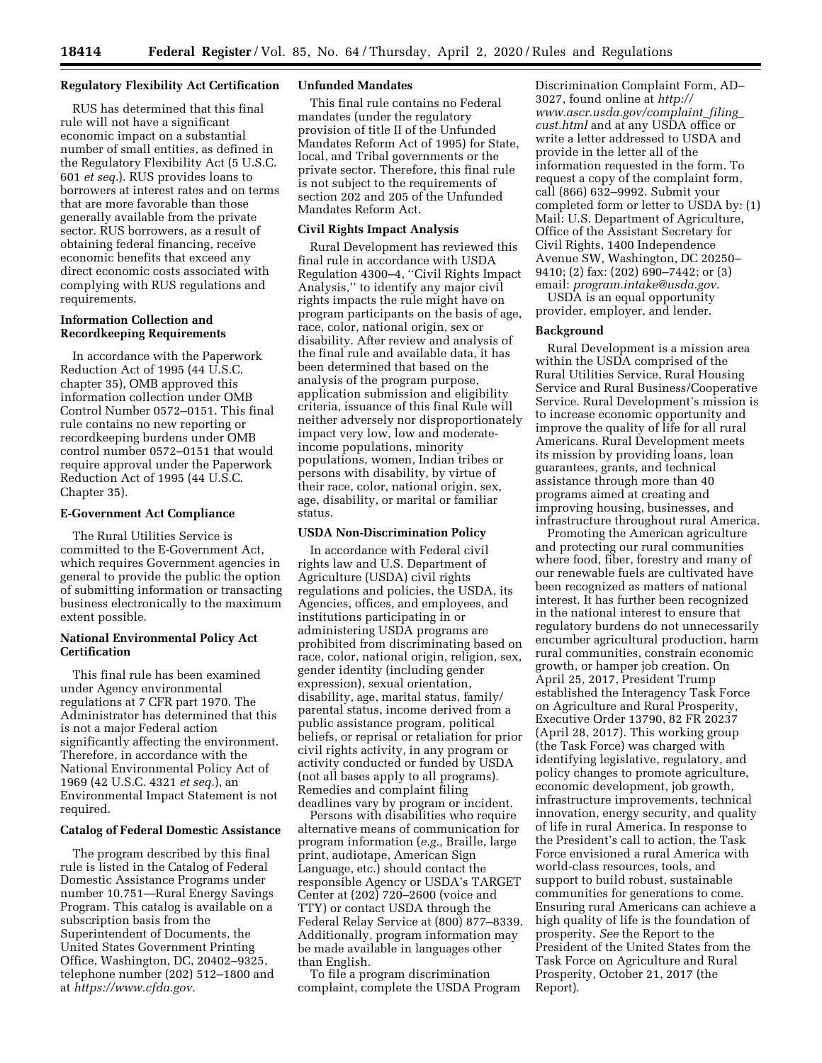### Regulatory Flexibility Act Certification

RUS has determined that this final rule will not have a significant economic impact on a substantial number of small entities, as defined in the Regulatory Flexibility Act (5 U.S.C. 601 *et seq.*). RUS provides loans to borrowers at interest rates and on terms that are more favorable than those generally available from the private sector. RUS borrowers, as a result of obtaining federal financing, receive economic benefits that exceed any direct economic costs associated with complying with RUS regulations and requirements.

### Information Collection and Recordkeeping Requirements

In accordance with the Paperwork Reduction Act of 1995 (44 U.S.C. chapter 35), OMB approved this information collection under OMB Control Number 0572–0151. This final rule contains no new reporting or recordkeeping burdens under OMB control number 0572–0151 that would require approval under the Paperwork Reduction Act of 1995 (44 U.S.C. Chapter 35).

### E-Government Act Compliance

The Rural Utilities Service is committed to the E-Government Act, which requires Government agencies in general to provide the public the option of submitting information or transacting business electronically to the maximum extent possible.

### National Environmental Policy Act Certification

This final rule has been examined under Agency environmental regulations at 7 CFR part 1970. The Administrator has determined that this is not a major Federal action significantly affecting the environment. Therefore, in accordance with the National Environmental Policy Act of 1969 (42 U.S.C. 4321 *et seq.*), an Environmental Impact Statement is not required.

### Catalog of Federal Domestic Assistance

The program described by this final rule is listed in the Catalog of Federal Domestic Assistance Programs under number 10.751—Rural Energy Savings Program. This catalog is available on a subscription basis from the Superintendent of Documents, the United States Government Printing Office, Washington, DC, 20402–9325, telephone number (202) 512–1800 and at *https://www.cfda.gov.*

### Unfunded Mandates

This final rule contains no Federal mandates (under the regulatory provision of title II of the Unfunded Mandates Reform Act of 1995) for State, local, and Tribal governments or the private sector. Therefore, this final rule is not subject to the requirements of section 202 and 205 of the Unfunded Mandates Reform Act.

### Civil Rights Impact Analysis

Rural Development has reviewed this final rule in accordance with USDA Regulation 4300–4, ''Civil Rights Impact Analysis,'' to identify any major civil rights impacts the rule might have on program participants on the basis of age, race, color, national origin, sex or disability. After review and analysis of the final rule and available data, it has been determined that based on the analysis of the program purpose, application submission and eligibility criteria, issuance of this final Rule will neither adversely nor disproportionately impact very low, low and moderate-income populations, minority populations, women, Indian tribes or persons with disability, by virtue of their race, color, national origin, sex, age, disability, or marital or familiar status.

### USDA Non-Discrimination Policy

In accordance with Federal civil rights law and U.S. Department of Agriculture (USDA) civil rights regulations and policies, the USDA, its Agencies, offices, and employees, and institutions participating in or administering USDA programs are prohibited from discriminating based on race, color, national origin, religion, sex, gender identity (including gender expression), sexual orientation, disability, age, marital status, family/parental status, income derived from a public assistance program, political beliefs, or reprisal or retaliation for prior civil rights activity, in any program or activity conducted or funded by USDA (not all bases apply to all programs). Remedies and complaint filing deadlines vary by program or incident.

Persons with disabilities who require alternative means of communication for program information (*e.g.,* Braille, large print, audiotape, American Sign Language, etc.) should contact the responsible Agency or USDA's TARGET Center at (202) 720–2600 (voice and TTY) or contact USDA through the Federal Relay Service at (800) 877–8339. Additionally, program information may be made available in languages other than English.

To file a program discrimination complaint, complete the USDA Program Discrimination Complaint Form, AD–3027, found online at *http://www.ascr.usda.gov/complaint_filing_cust.html* and at any USDA office or write a letter addressed to USDA and provide in the letter all of the information requested in the form. To request a copy of the complaint form, call (866) 632–9992. Submit your completed form or letter to USDA by: (1) Mail: U.S. Department of Agriculture, Office of the Assistant Secretary for Civil Rights, 1400 Independence Avenue SW, Washington, DC 20250–9410; (2) fax: (202) 690–7442; or (3) email: *program.intake@usda.gov.*

USDA is an equal opportunity provider, employer, and lender.

### Background

Rural Development is a mission area within the USDA comprised of the Rural Utilities Service, Rural Housing Service and Rural Business/Cooperative Service. Rural Development's mission is to increase economic opportunity and improve the quality of life for all rural Americans. Rural Development meets its mission by providing loans, loan guarantees, grants, and technical assistance through more than 40 programs aimed at creating and improving housing, businesses, and infrastructure throughout rural America.

Promoting the American agriculture and protecting our rural communities where food, fiber, forestry and many of our renewable fuels are cultivated have been recognized as matters of national interest. It has further been recognized in the national interest to ensure that regulatory burdens do not unnecessarily encumber agricultural production, harm rural communities, constrain economic growth, or hamper job creation. On April 25, 2017, President Trump established the Interagency Task Force on Agriculture and Rural Prosperity, Executive Order 13790, 82 FR 20237 (April 28, 2017). This working group (the Task Force) was charged with identifying legislative, regulatory, and policy changes to promote agriculture, economic development, job growth, infrastructure improvements, technical innovation, energy security, and quality of life in rural America. In response to the President's call to action, the Task Force envisioned a rural America with world-class resources, tools, and support to build robust, sustainable communities for generations to come. Ensuring rural Americans can achieve a high quality of life is the foundation of prosperity. *See* the Report to the President of the United States from the Task Force on Agriculture and Rural Prosperity, October 21, 2017 (the Report).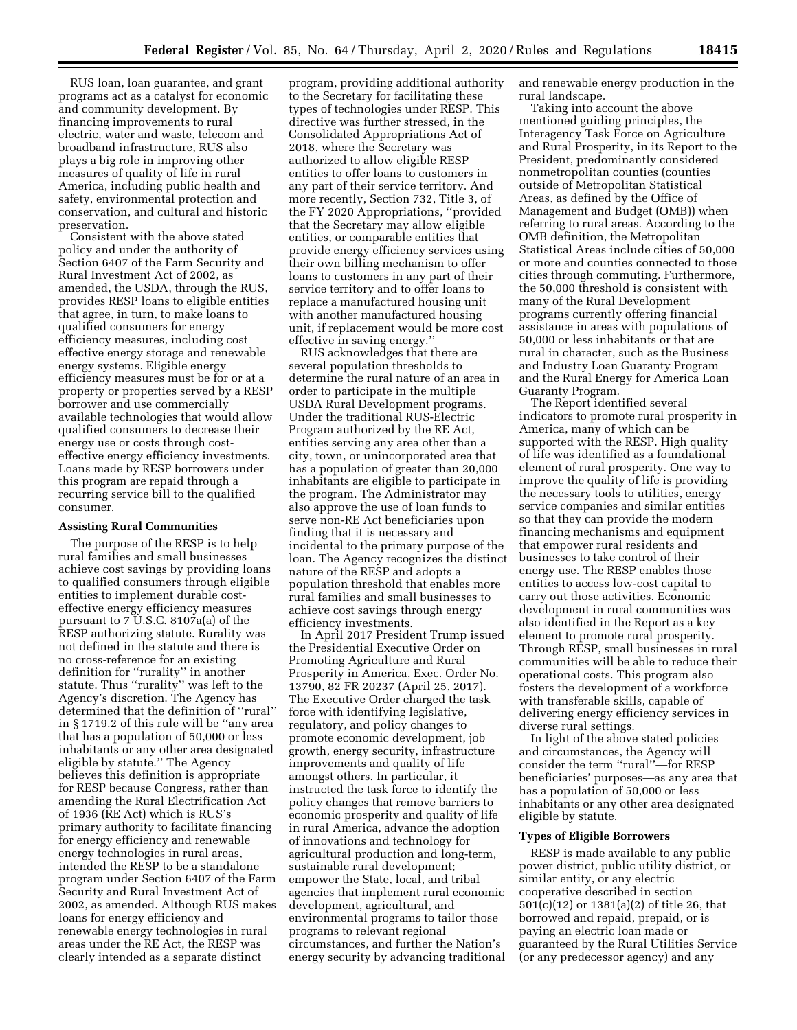RUS loan, loan guarantee, and grant programs act as a catalyst for economic and community development. By financing improvements to rural electric, water and waste, telecom and broadband infrastructure, RUS also plays a big role in improving other measures of quality of life in rural America, including public health and safety, environmental protection and conservation, and cultural and historic preservation.

Consistent with the above stated policy and under the authority of Section 6407 of the Farm Security and Rural Investment Act of 2002, as amended, the USDA, through the RUS, provides RESP loans to eligible entities that agree, in turn, to make loans to qualified consumers for energy efficiency measures, including cost effective energy storage and renewable energy systems. Eligible energy efficiency measures must be for or at a property or properties served by a RESP borrower and use commercially available technologies that would allow qualified consumers to decrease their energy use or costs through cost-effective energy efficiency investments. Loans made by RESP borrowers under this program are repaid through a recurring service bill to the qualified consumer.

**Assisting Rural Communities**

The purpose of the RESP is to help rural families and small businesses achieve cost savings by providing loans to qualified consumers through eligible entities to implement durable cost-effective energy efficiency measures pursuant to 7 U.S.C. 8107a(a) of the RESP authorizing statute. Rurality was not defined in the statute and there is no cross-reference for an existing definition for "rurality" in another statute. Thus "rurality" was left to the Agency's discretion. The Agency has determined that the definition of "rural" in § 1719.2 of this rule will be "any area that has a population of 50,000 or less inhabitants or any other area designated eligible by statute." The Agency believes this definition is appropriate for RESP because Congress, rather than amending the Rural Electrification Act of 1936 (RE Act) which is RUS's primary authority to facilitate financing for energy efficiency and renewable energy technologies in rural areas, intended the RESP to be a standalone program under Section 6407 of the Farm Security and Rural Investment Act of 2002, as amended. Although RUS makes loans for energy efficiency and renewable energy technologies in rural areas under the RE Act, the RESP was clearly intended as a separate distinct program, providing additional authority to the Secretary for facilitating these types of technologies under RESP. This directive was further stressed, in the Consolidated Appropriations Act of 2018, where the Secretary was authorized to allow eligible RESP entities to offer loans to customers in any part of their service territory. And more recently, Section 732, Title 3, of the FY 2020 Appropriations, "provided that the Secretary may allow eligible entities, or comparable entities that provide energy efficiency services using their own billing mechanism to offer loans to customers in any part of their service territory and to offer loans to replace a manufactured housing unit with another manufactured housing unit, if replacement would be more cost effective in saving energy."

RUS acknowledges that there are several population thresholds to determine the rural nature of an area in order to participate in the multiple USDA Rural Development programs. Under the traditional RUS-Electric Program authorized by the RE Act, entities serving any area other than a city, town, or unincorporated area that has a population of greater than 20,000 inhabitants are eligible to participate in the program. The Administrator may also approve the use of loan funds to serve non-RE Act beneficiaries upon finding that it is necessary and incidental to the primary purpose of the loan. The Agency recognizes the distinct nature of the RESP and adopts a population threshold that enables more rural families and small businesses to achieve cost savings through energy efficiency investments.

In April 2017 President Trump issued the Presidential Executive Order on Promoting Agriculture and Rural Prosperity in America, Exec. Order No. 13790, 82 FR 20237 (April 25, 2017). The Executive Order charged the task force with identifying legislative, regulatory, and policy changes to promote economic development, job growth, energy security, infrastructure improvements and quality of life amongst others. In particular, it instructed the task force to identify the policy changes that remove barriers to economic prosperity and quality of life in rural America, advance the adoption of innovations and technology for agricultural production and long-term, sustainable rural development; empower the State, local, and tribal agencies that implement rural economic development, agricultural, and environmental programs to tailor those programs to relevant regional circumstances, and further the Nation's energy security by advancing traditional and renewable energy production in the rural landscape.

Taking into account the above mentioned guiding principles, the Interagency Task Force on Agriculture and Rural Prosperity, in its Report to the President, predominantly considered nonmetropolitan counties (counties outside of Metropolitan Statistical Areas, as defined by the Office of Management and Budget (OMB)) when referring to rural areas. According to the OMB definition, the Metropolitan Statistical Areas include cities of 50,000 or more and counties connected to those cities through commuting. Furthermore, the 50,000 threshold is consistent with many of the Rural Development programs currently offering financial assistance in areas with populations of 50,000 or less inhabitants or that are rural in character, such as the Business and Industry Loan Guaranty Program and the Rural Energy for America Loan Guaranty Program.

The Report identified several indicators to promote rural prosperity in America, many of which can be supported with the RESP. High quality of life was identified as a foundational element of rural prosperity. One way to improve the quality of life is providing the necessary tools to utilities, energy service companies and similar entities so that they can provide the modern financing mechanisms and equipment that empower rural residents and businesses to take control of their energy use. The RESP enables those entities to access low-cost capital to carry out those activities. Economic development in rural communities was also identified in the Report as a key element to promote rural prosperity. Through RESP, small businesses in rural communities will be able to reduce their operational costs. This program also fosters the development of a workforce with transferable skills, capable of delivering energy efficiency services in diverse rural settings.

In light of the above stated policies and circumstances, the Agency will consider the term "rural"—for RESP beneficiaries' purposes—as any area that has a population of 50,000 or less inhabitants or any other area designated eligible by statute.

**Types of Eligible Borrowers**

RESP is made available to any public power district, public utility district, or similar entity, or any electric cooperative described in section 501(c)(12) or 1381(a)(2) of title 26, that borrowed and repaid, prepaid, or is paying an electric loan made or guaranteed by the Rural Utilities Service (or any predecessor agency) and any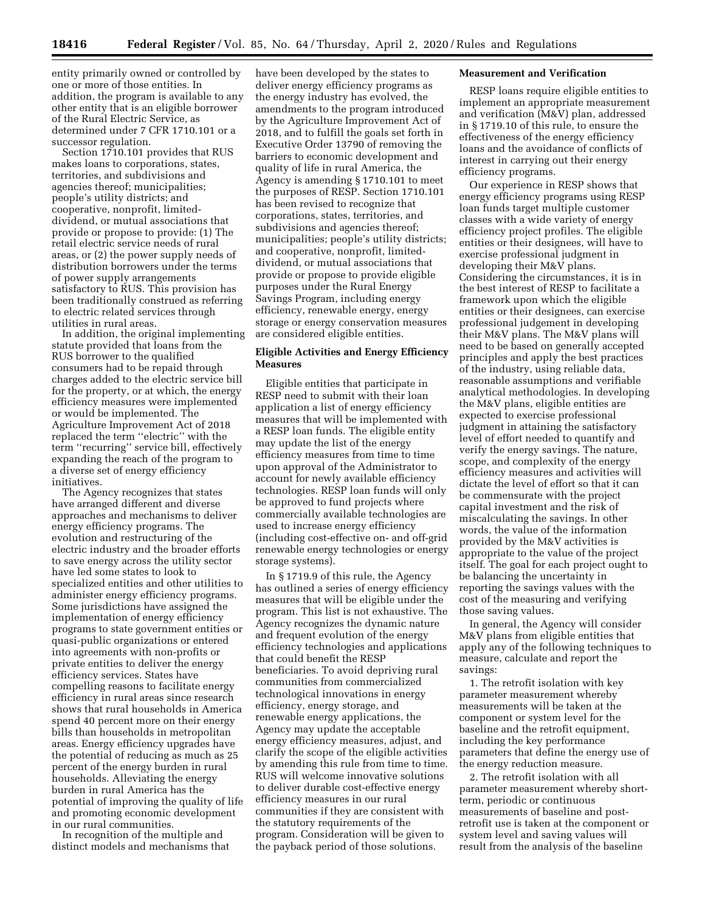entity primarily owned or controlled by one or more of those entities. In addition, the program is available to any other entity that is an eligible borrower of the Rural Electric Service, as determined under 7 CFR 1710.101 or a successor regulation.

Section 1710.101 provides that RUS makes loans to corporations, states, territories, and subdivisions and agencies thereof; municipalities; people's utility districts; and cooperative, nonprofit, limited-dividend, or mutual associations that provide or propose to provide: (1) The retail electric service needs of rural areas, or (2) the power supply needs of distribution borrowers under the terms of power supply arrangements satisfactory to RUS. This provision has been traditionally construed as referring to electric related services through utilities in rural areas.

In addition, the original implementing statute provided that loans from the RUS borrower to the qualified consumers had to be repaid through charges added to the electric service bill for the property, or at which, the energy efficiency measures were implemented or would be implemented. The Agriculture Improvement Act of 2018 replaced the term ''electric'' with the term ''recurring'' service bill, effectively expanding the reach of the program to a diverse set of energy efficiency initiatives.

The Agency recognizes that states have arranged different and diverse approaches and mechanisms to deliver energy efficiency programs. The evolution and restructuring of the electric industry and the broader efforts to save energy across the utility sector have led some states to look to specialized entities and other utilities to administer energy efficiency programs. Some jurisdictions have assigned the implementation of energy efficiency programs to state government entities or quasi-public organizations or entered into agreements with non-profits or private entities to deliver the energy efficiency services. States have compelling reasons to facilitate energy efficiency in rural areas since research shows that rural households in America spend 40 percent more on their energy bills than households in metropolitan areas. Energy efficiency upgrades have the potential of reducing as much as 25 percent of the energy burden in rural households. Alleviating the energy burden in rural America has the potential of improving the quality of life and promoting economic development in our rural communities.

In recognition of the multiple and distinct models and mechanisms that have been developed by the states to deliver energy efficiency programs as the energy industry has evolved, the amendments to the program introduced by the Agriculture Improvement Act of 2018, and to fulfill the goals set forth in Executive Order 13790 of removing the barriers to economic development and quality of life in rural America, the Agency is amending § 1710.101 to meet the purposes of RESP. Section 1710.101 has been revised to recognize that corporations, states, territories, and subdivisions and agencies thereof; municipalities; people's utility districts; and cooperative, nonprofit, limited-dividend, or mutual associations that provide or propose to provide eligible purposes under the Rural Energy Savings Program, including energy efficiency, renewable energy, energy storage or energy conservation measures are considered eligible entities.

## Eligible Activities and Energy Efficiency Measures

Eligible entities that participate in RESP need to submit with their loan application a list of energy efficiency measures that will be implemented with a RESP loan funds. The eligible entity may update the list of the energy efficiency measures from time to time upon approval of the Administrator to account for newly available efficiency technologies. RESP loan funds will only be approved to fund projects where commercially available technologies are used to increase energy efficiency (including cost-effective on- and off-grid renewable energy technologies or energy storage systems).

In § 1719.9 of this rule, the Agency has outlined a series of energy efficiency measures that will be eligible under the program. This list is not exhaustive. The Agency recognizes the dynamic nature and frequent evolution of the energy efficiency technologies and applications that could benefit the RESP beneficiaries. To avoid depriving rural communities from commercialized technological innovations in energy efficiency, energy storage, and renewable energy applications, the Agency may update the acceptable energy efficiency measures, adjust, and clarify the scope of the eligible activities by amending this rule from time to time. RUS will welcome innovative solutions to deliver durable cost-effective energy efficiency measures in our rural communities if they are consistent with the statutory requirements of the program. Consideration will be given to the payback period of those solutions.

## Measurement and Verification

RESP loans require eligible entities to implement an appropriate measurement and verification (M&V) plan, addressed in § 1719.10 of this rule, to ensure the effectiveness of the energy efficiency loans and the avoidance of conflicts of interest in carrying out their energy efficiency programs.

Our experience in RESP shows that energy efficiency programs using RESP loan funds target multiple customer classes with a wide variety of energy efficiency project profiles. The eligible entities or their designees, will have to exercise professional judgment in developing their M&V plans. Considering the circumstances, it is in the best interest of RESP to facilitate a framework upon which the eligible entities or their designees, can exercise professional judgement in developing their M&V plans. The M&V plans will need to be based on generally accepted principles and apply the best practices of the industry, using reliable data, reasonable assumptions and verifiable analytical methodologies. In developing the M&V plans, eligible entities are expected to exercise professional judgment in attaining the satisfactory level of effort needed to quantify and verify the energy savings. The nature, scope, and complexity of the energy efficiency measures and activities will dictate the level of effort so that it can be commensurate with the project capital investment and the risk of miscalculating the savings. In other words, the value of the information provided by the M&V activities is appropriate to the value of the project itself. The goal for each project ought to be balancing the uncertainty in reporting the savings values with the cost of the measuring and verifying those saving values.

In general, the Agency will consider M&V plans from eligible entities that apply any of the following techniques to measure, calculate and report the savings:

1. The retrofit isolation with key parameter measurement whereby measurements will be taken at the component or system level for the baseline and the retrofit equipment, including the key performance parameters that define the energy use of the energy reduction measure.

2. The retrofit isolation with all parameter measurement whereby short-term, periodic or continuous measurements of baseline and post-retrofit use is taken at the component or system level and saving values will result from the analysis of the baseline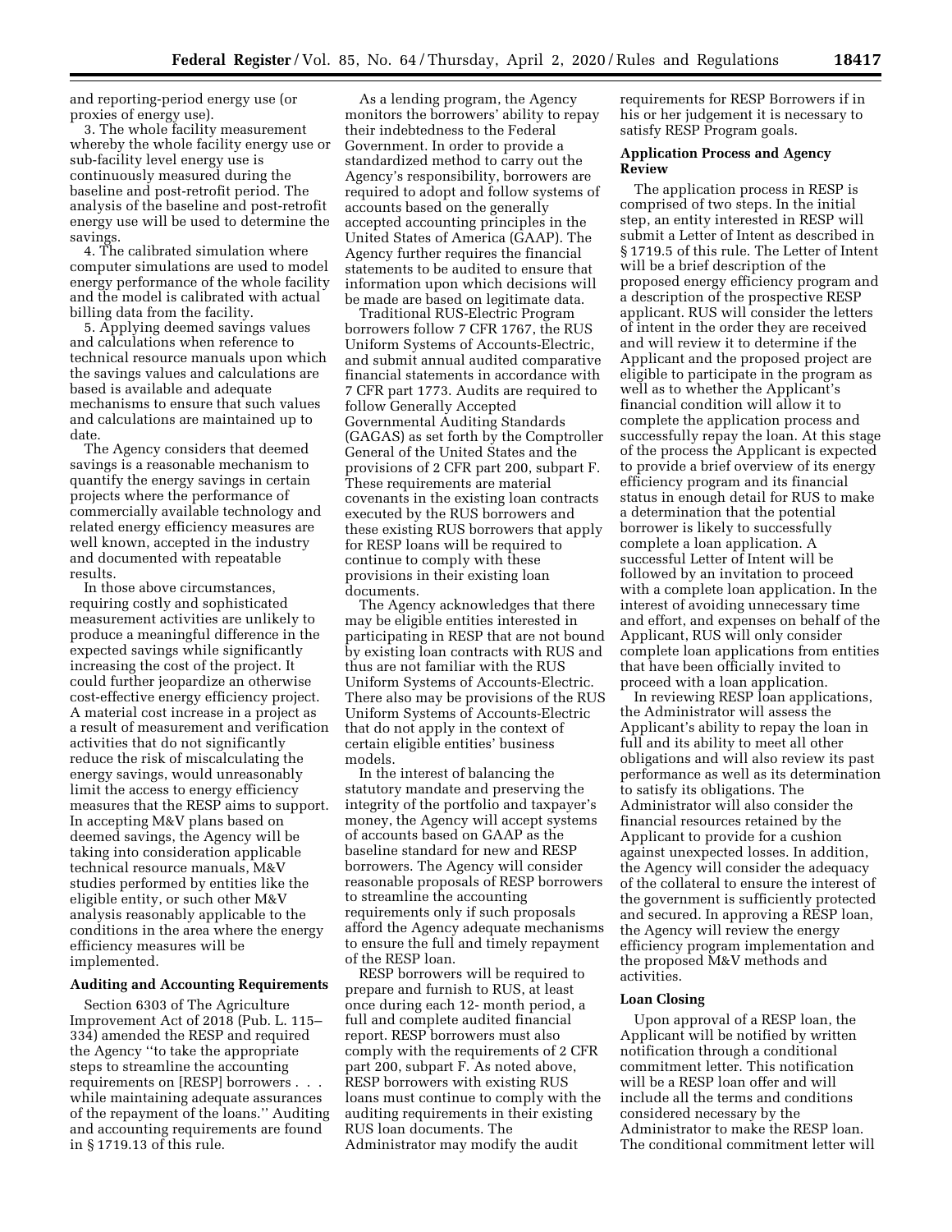and reporting-period energy use (or proxies of energy use).

3. The whole facility measurement whereby the whole facility energy use or sub-facility level energy use is continuously measured during the baseline and post-retrofit period. The analysis of the baseline and post-retrofit energy use will be used to determine the savings.

4. The calibrated simulation where computer simulations are used to model energy performance of the whole facility and the model is calibrated with actual billing data from the facility.

5. Applying deemed savings values and calculations when reference to technical resource manuals upon which the savings values and calculations are based is available and adequate mechanisms to ensure that such values and calculations are maintained up to date.

The Agency considers that deemed savings is a reasonable mechanism to quantify the energy savings in certain projects where the performance of commercially available technology and related energy efficiency measures are well known, accepted in the industry and documented with repeatable results.

In those above circumstances, requiring costly and sophisticated measurement activities are unlikely to produce a meaningful difference in the expected savings while significantly increasing the cost of the project. It could further jeopardize an otherwise cost-effective energy efficiency project. A material cost increase in a project as a result of measurement and verification activities that do not significantly reduce the risk of miscalculating the energy savings, would unreasonably limit the access to energy efficiency measures that the RESP aims to support. In accepting M&V plans based on deemed savings, the Agency will be taking into consideration applicable technical resource manuals, M&V studies performed by entities like the eligible entity, or such other M&V analysis reasonably applicable to the conditions in the area where the energy efficiency measures will be implemented.

**Auditing and Accounting Requirements**

Section 6303 of The Agriculture Improvement Act of 2018 (Pub. L. 115–334) amended the RESP and required the Agency ''to take the appropriate steps to streamline the accounting requirements on [RESP] borrowers . . . while maintaining adequate assurances of the repayment of the loans.'' Auditing and accounting requirements are found in § 1719.13 of this rule.

As a lending program, the Agency monitors the borrowers' ability to repay their indebtedness to the Federal Government. In order to provide a standardized method to carry out the Agency's responsibility, borrowers are required to adopt and follow systems of accounts based on the generally accepted accounting principles in the United States of America (GAAP). The Agency further requires the financial statements to be audited to ensure that information upon which decisions will be made are based on legitimate data.

Traditional RUS-Electric Program borrowers follow 7 CFR 1767, the RUS Uniform Systems of Accounts-Electric, and submit annual audited comparative financial statements in accordance with 7 CFR part 1773. Audits are required to follow Generally Accepted Governmental Auditing Standards (GAGAS) as set forth by the Comptroller General of the United States and the provisions of 2 CFR part 200, subpart F. These requirements are material covenants in the existing loan contracts executed by the RUS borrowers and these existing RUS borrowers that apply for RESP loans will be required to continue to comply with these provisions in their existing loan documents.

The Agency acknowledges that there may be eligible entities interested in participating in RESP that are not bound by existing loan contracts with RUS and thus are not familiar with the RUS Uniform Systems of Accounts-Electric. There also may be provisions of the RUS Uniform Systems of Accounts-Electric that do not apply in the context of certain eligible entities' business models.

In the interest of balancing the statutory mandate and preserving the integrity of the portfolio and taxpayer's money, the Agency will accept systems of accounts based on GAAP as the baseline standard for new and RESP borrowers. The Agency will consider reasonable proposals of RESP borrowers to streamline the accounting requirements only if such proposals afford the Agency adequate mechanisms to ensure the full and timely repayment of the RESP loan.

RESP borrowers will be required to prepare and furnish to RUS, at least once during each 12- month period, a full and complete audited financial report. RESP borrowers must also comply with the requirements of 2 CFR part 200, subpart F. As noted above, RESP borrowers with existing RUS loans must continue to comply with the auditing requirements in their existing RUS loan documents. The Administrator may modify the audit requirements for RESP Borrowers if in his or her judgement it is necessary to satisfy RESP Program goals.

**Application Process and Agency Review**

The application process in RESP is comprised of two steps. In the initial step, an entity interested in RESP will submit a Letter of Intent as described in § 1719.5 of this rule. The Letter of Intent will be a brief description of the proposed energy efficiency program and a description of the prospective RESP applicant. RUS will consider the letters of intent in the order they are received and will review it to determine if the Applicant and the proposed project are eligible to participate in the program as well as to whether the Applicant's financial condition will allow it to complete the application process and successfully repay the loan. At this stage of the process the Applicant is expected to provide a brief overview of its energy efficiency program and its financial status in enough detail for RUS to make a determination that the potential borrower is likely to successfully complete a loan application. A successful Letter of Intent will be followed by an invitation to proceed with a complete loan application. In the interest of avoiding unnecessary time and effort, and expenses on behalf of the Applicant, RUS will only consider complete loan applications from entities that have been officially invited to proceed with a loan application.

In reviewing RESP loan applications, the Administrator will assess the Applicant's ability to repay the loan in full and its ability to meet all other obligations and will also review its past performance as well as its determination to satisfy its obligations. The Administrator will also consider the financial resources retained by the Applicant to provide for a cushion against unexpected losses. In addition, the Agency will consider the adequacy of the collateral to ensure the interest of the government is sufficiently protected and secured. In approving a RESP loan, the Agency will review the energy efficiency program implementation and the proposed M&V methods and activities.

**Loan Closing**

Upon approval of a RESP loan, the Applicant will be notified by written notification through a conditional commitment letter. This notification will be a RESP loan offer and will include all the terms and conditions considered necessary by the Administrator to make the RESP loan. The conditional commitment letter will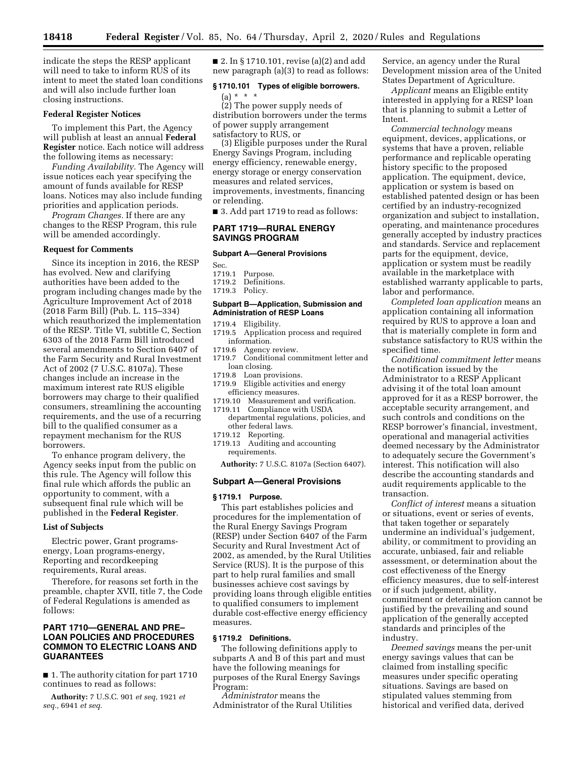indicate the steps the RESP applicant will need to take to inform RUS of its intent to meet the stated loan conditions and will also include further loan closing instructions.

**Federal Register Notices**

To implement this Part, the Agency will publish at least an annual **Federal Register** notice. Each notice will address the following items as necessary:

*Funding Availability.* The Agency will issue notices each year specifying the amount of funds available for RESP loans. Notices may also include funding priorities and application periods.

*Program Changes.* If there are any changes to the RESP Program, this rule will be amended accordingly.

**Request for Comments**

Since its inception in 2016, the RESP has evolved. New and clarifying authorities have been added to the program including changes made by the Agriculture Improvement Act of 2018 (2018 Farm Bill) (Pub. L. 115–334) which reauthorized the implementation of the RESP. Title VI, subtitle C, Section 6303 of the 2018 Farm Bill introduced several amendments to Section 6407 of the Farm Security and Rural Investment Act of 2002 (7 U.S.C. 8107a). These changes include an increase in the maximum interest rate RUS eligible borrowers may charge to their qualified consumers, streamlining the accounting requirements, and the use of a recurring bill to the qualified consumer as a repayment mechanism for the RUS borrowers.

To enhance program delivery, the Agency seeks input from the public on this rule. The Agency will follow this final rule which affords the public an opportunity to comment, with a subsequent final rule which will be published in the **Federal Register**.

**List of Subjects**

Electric power, Grant programs-energy, Loan programs-energy, Reporting and recordkeeping requirements, Rural areas.

Therefore, for reasons set forth in the preamble, chapter XVII, title 7, the Code of Federal Regulations is amended as follows:

## PART 1710—GENERAL AND PRE–LOAN POLICIES AND PROCEDURES COMMON TO ELECTRIC LOANS AND GUARANTEES

■ 1. The authority citation for part 1710 continues to read as follows:

**Authority:** 7 U.S.C. 901 *et seq,* 1921 *et seq.,* 6941 *et seq.*

■ 2. In § 1710.101, revise (a)(2) and add new paragraph (a)(3) to read as follows:

### § 1710.101 Types of eligible borrowers.

(a) * * *

(2) The power supply needs of distribution borrowers under the terms of power supply arrangement satisfactory to RUS, or

(3) Eligible purposes under the Rural Energy Savings Program, including energy efficiency, renewable energy, energy storage or energy conservation measures and related services, improvements, investments, financing or relending.

■ 3. Add part 1719 to read as follows:

## PART 1719—RURAL ENERGY SAVINGS PROGRAM

**Subpart A—General Provisions**

Sec.
1719.1 Purpose.
1719.2 Definitions.
1719.3 Policy.

**Subpart B—Application, Submission and Administration of RESP Loans**

1719.4 Eligibility.
1719.5 Application process and required information.
1719.6 Agency review.
1719.7 Conditional commitment letter and loan closing.
1719.8 Loan provisions.
1719.9 Eligible activities and energy efficiency measures.
1719.10 Measurement and verification.
1719.11 Compliance with USDA departmental regulations, policies, and other federal laws.
1719.12 Reporting.
1719.13 Auditing and accounting requirements.

**Authority:** 7 U.S.C. 8107a (Section 6407).

### Subpart A—General Provisions

### § 1719.1 Purpose.

This part establishes policies and procedures for the implementation of the Rural Energy Savings Program (RESP) under Section 6407 of the Farm Security and Rural Investment Act of 2002, as amended, by the Rural Utilities Service (RUS). It is the purpose of this part to help rural families and small businesses achieve cost savings by providing loans through eligible entities to qualified consumers to implement durable cost-effective energy efficiency measures.

### § 1719.2 Definitions.

The following definitions apply to subparts A and B of this part and must have the following meanings for purposes of the Rural Energy Savings Program:

*Administrator* means the Administrator of the Rural Utilities Service, an agency under the Rural Development mission area of the United States Department of Agriculture.

*Applicant* means an Eligible entity interested in applying for a RESP loan that is planning to submit a Letter of Intent.

*Commercial technology* means equipment, devices, applications, or systems that have a proven, reliable performance and replicable operating history specific to the proposed application. The equipment, device, application or system is based on established patented design or has been certified by an industry-recognized organization and subject to installation, operating, and maintenance procedures generally accepted by industry practices and standards. Service and replacement parts for the equipment, device, application or system must be readily available in the marketplace with established warranty applicable to parts, labor and performance.

*Completed loan application* means an application containing all information required by RUS to approve a loan and that is materially complete in form and substance satisfactory to RUS within the specified time.

*Conditional commitment letter* means the notification issued by the Administrator to a RESP Applicant advising it of the total loan amount approved for it as a RESP borrower, the acceptable security arrangement, and such controls and conditions on the RESP borrower's financial, investment, operational and managerial activities deemed necessary by the Administrator to adequately secure the Government's interest. This notification will also describe the accounting standards and audit requirements applicable to the transaction.

*Conflict of interest* means a situation or situations, event or series of events, that taken together or separately undermine an individual's judgement, ability, or commitment to providing an accurate, unbiased, fair and reliable assessment, or determination about the cost effectiveness of the Energy efficiency measures, due to self-interest or if such judgement, ability, commitment or determination cannot be justified by the prevailing and sound application of the generally accepted standards and principles of the industry.

*Deemed savings* means the per-unit energy savings values that can be claimed from installing specific measures under specific operating situations. Savings are based on stipulated values stemming from historical and verified data, derived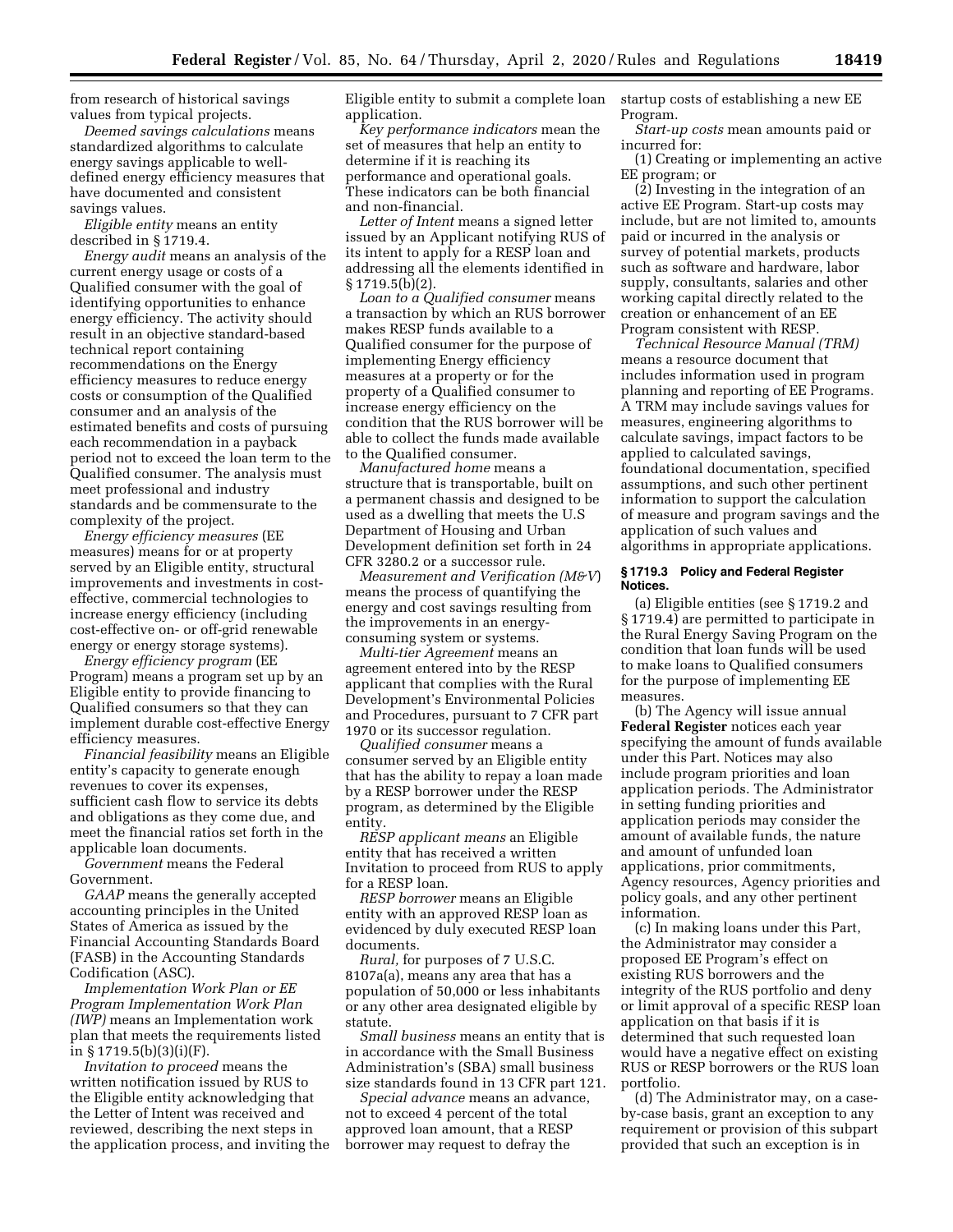from research of historical savings values from typical projects.

*Deemed savings calculations* means standardized algorithms to calculate energy savings applicable to well-defined energy efficiency measures that have documented and consistent savings values.

*Eligible entity* means an entity described in § 1719.4.

*Energy audit* means an analysis of the current energy usage or costs of a Qualified consumer with the goal of identifying opportunities to enhance energy efficiency. The activity should result in an objective standard-based technical report containing recommendations on the Energy efficiency measures to reduce energy costs or consumption of the Qualified consumer and an analysis of the estimated benefits and costs of pursuing each recommendation in a payback period not to exceed the loan term to the Qualified consumer. The analysis must meet professional and industry standards and be commensurate to the complexity of the project.

*Energy efficiency measures* (EE measures) means for or at property served by an Eligible entity, structural improvements and investments in cost-effective, commercial technologies to increase energy efficiency (including cost-effective on- or off-grid renewable energy or energy storage systems).

*Energy efficiency program* (EE Program) means a program set up by an Eligible entity to provide financing to Qualified consumers so that they can implement durable cost-effective Energy efficiency measures.

*Financial feasibility* means an Eligible entity's capacity to generate enough revenues to cover its expenses, sufficient cash flow to service its debts and obligations as they come due, and meet the financial ratios set forth in the applicable loan documents.

*Government* means the Federal Government.

*GAAP* means the generally accepted accounting principles in the United States of America as issued by the Financial Accounting Standards Board (FASB) in the Accounting Standards Codification (ASC).

*Implementation Work Plan or EE Program Implementation Work Plan (IWP)* means an Implementation work plan that meets the requirements listed in § 1719.5(b)(3)(i)(F).

*Invitation to proceed* means the written notification issued by RUS to the Eligible entity acknowledging that the Letter of Intent was received and reviewed, describing the next steps in the application process, and inviting the Eligible entity to submit a complete loan application.

*Key performance indicators* mean the set of measures that help an entity to determine if it is reaching its performance and operational goals. These indicators can be both financial and non-financial.

*Letter of Intent* means a signed letter issued by an Applicant notifying RUS of its intent to apply for a RESP loan and addressing all the elements identified in § 1719.5(b)(2).

*Loan to a Qualified consumer* means a transaction by which an RUS borrower makes RESP funds available to a Qualified consumer for the purpose of implementing Energy efficiency measures at a property or for the property of a Qualified consumer to increase energy efficiency on the condition that the RUS borrower will be able to collect the funds made available to the Qualified consumer.

*Manufactured home* means a structure that is transportable, built on a permanent chassis and designed to be used as a dwelling that meets the U.S Department of Housing and Urban Development definition set forth in 24 CFR 3280.2 or a successor rule.

*Measurement and Verification (M&V)* means the process of quantifying the energy and cost savings resulting from the improvements in an energy-consuming system or systems.

*Multi-tier Agreement* means an agreement entered into by the RESP applicant that complies with the Rural Development's Environmental Policies and Procedures, pursuant to 7 CFR part 1970 or its successor regulation.

*Qualified consumer* means a consumer served by an Eligible entity that has the ability to repay a loan made by a RESP borrower under the RESP program, as determined by the Eligible entity.

*RESP applicant means* an Eligible entity that has received a written Invitation to proceed from RUS to apply for a RESP loan.

*RESP borrower* means an Eligible entity with an approved RESP loan as evidenced by duly executed RESP loan documents.

*Rural,* for purposes of 7 U.S.C. 8107a(a), means any area that has a population of 50,000 or less inhabitants or any other area designated eligible by statute.

*Small business* means an entity that is in accordance with the Small Business Administration's (SBA) small business size standards found in 13 CFR part 121.

*Special advance* means an advance, not to exceed 4 percent of the total approved loan amount, that a RESP borrower may request to defray the startup costs of establishing a new EE Program.

*Start-up costs* mean amounts paid or incurred for:

(1) Creating or implementing an active EE program; or

(2) Investing in the integration of an active EE Program. Start-up costs may include, but are not limited to, amounts paid or incurred in the analysis or survey of potential markets, products such as software and hardware, labor supply, consultants, salaries and other working capital directly related to the creation or enhancement of an EE Program consistent with RESP.

*Technical Resource Manual (TRM)* means a resource document that includes information used in program planning and reporting of EE Programs. A TRM may include savings values for measures, engineering algorithms to calculate savings, impact factors to be applied to calculated savings, foundational documentation, specified assumptions, and such other pertinent information to support the calculation of measure and program savings and the application of such values and algorithms in appropriate applications.

### § 1719.3 Policy and Federal Register Notices.

(a) Eligible entities (see § 1719.2 and § 1719.4) are permitted to participate in the Rural Energy Saving Program on the condition that loan funds will be used to make loans to Qualified consumers for the purpose of implementing EE measures.

(b) The Agency will issue annual **Federal Register** notices each year specifying the amount of funds available under this Part. Notices may also include program priorities and loan application periods. The Administrator in setting funding priorities and application periods may consider the amount of available funds, the nature and amount of unfunded loan applications, prior commitments, Agency resources, Agency priorities and policy goals, and any other pertinent information.

(c) In making loans under this Part, the Administrator may consider a proposed EE Program's effect on existing RUS borrowers and the integrity of the RUS portfolio and deny or limit approval of a specific RESP loan application on that basis if it is determined that such requested loan would have a negative effect on existing RUS or RESP borrowers or the RUS loan portfolio.

(d) The Administrator may, on a case-by-case basis, grant an exception to any requirement or provision of this subpart provided that such an exception is in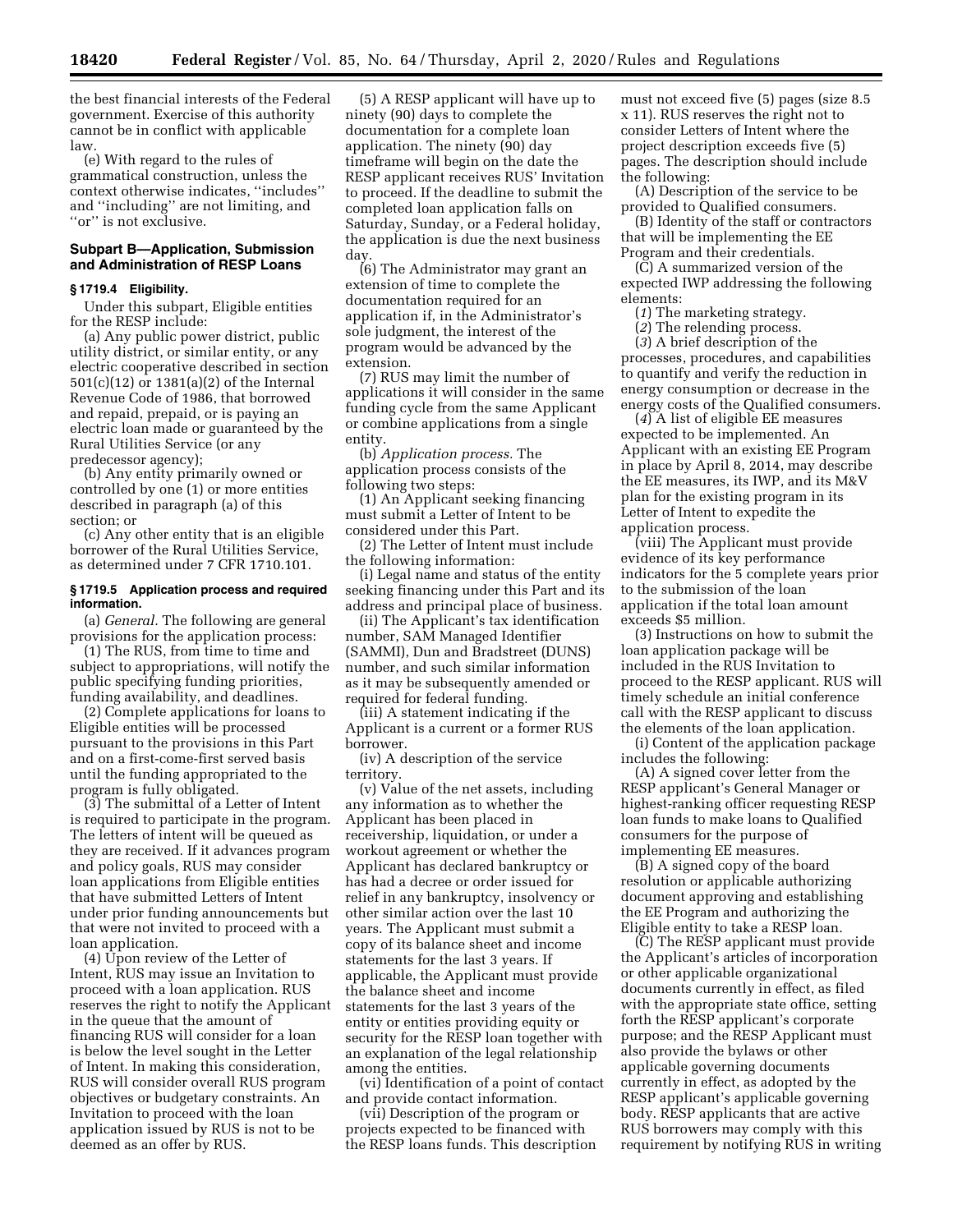the best financial interests of the Federal government. Exercise of this authority cannot be in conflict with applicable law.

(e) With regard to the rules of grammatical construction, unless the context otherwise indicates, ''includes'' and ''including'' are not limiting, and ''or'' is not exclusive.

## Subpart B—Application, Submission and Administration of RESP Loans

### § 1719.4 Eligibility.

Under this subpart, Eligible entities for the RESP include:

(a) Any public power district, public utility district, or similar entity, or any electric cooperative described in section 501(c)(12) or 1381(a)(2) of the Internal Revenue Code of 1986, that borrowed and repaid, prepaid, or is paying an electric loan made or guaranteed by the Rural Utilities Service (or any predecessor agency);

(b) Any entity primarily owned or controlled by one (1) or more entities described in paragraph (a) of this section; or

(c) Any other entity that is an eligible borrower of the Rural Utilities Service, as determined under 7 CFR 1710.101.

### § 1719.5 Application process and required information.

(a) *General.* The following are general provisions for the application process:

(1) The RUS, from time to time and subject to appropriations, will notify the public specifying funding priorities, funding availability, and deadlines.

(2) Complete applications for loans to Eligible entities will be processed pursuant to the provisions in this Part and on a first-come-first served basis until the funding appropriated to the program is fully obligated.

(3) The submittal of a Letter of Intent is required to participate in the program. The letters of intent will be queued as they are received. If it advances program and policy goals, RUS may consider loan applications from Eligible entities that have submitted Letters of Intent under prior funding announcements but that were not invited to proceed with a loan application.

(4) Upon review of the Letter of Intent, RUS may issue an Invitation to proceed with a loan application. RUS reserves the right to notify the Applicant in the queue that the amount of financing RUS will consider for a loan is below the level sought in the Letter of Intent. In making this consideration, RUS will consider overall RUS program objectives or budgetary constraints. An Invitation to proceed with the loan application issued by RUS is not to be deemed as an offer by RUS.

(5) A RESP applicant will have up to ninety (90) days to complete the documentation for a complete loan application. The ninety (90) day timeframe will begin on the date the RESP applicant receives RUS' Invitation to proceed. If the deadline to submit the completed loan application falls on Saturday, Sunday, or a Federal holiday, the application is due the next business day.

(6) The Administrator may grant an extension of time to complete the documentation required for an application if, in the Administrator's sole judgment, the interest of the program would be advanced by the extension.

(7) RUS may limit the number of applications it will consider in the same funding cycle from the same Applicant or combine applications from a single entity.

(b) *Application process.* The application process consists of the following two steps:

(1) An Applicant seeking financing must submit a Letter of Intent to be considered under this Part.

(2) The Letter of Intent must include the following information:

(i) Legal name and status of the entity seeking financing under this Part and its address and principal place of business.

(ii) The Applicant's tax identification number, SAM Managed Identifier (SAMMI), Dun and Bradstreet (DUNS) number, and such similar information as it may be subsequently amended or required for federal funding.

(iii) A statement indicating if the Applicant is a current or a former RUS borrower.

(iv) A description of the service territory.

(v) Value of the net assets, including any information as to whether the Applicant has been placed in receivership, liquidation, or under a workout agreement or whether the Applicant has declared bankruptcy or has had a decree or order issued for relief in any bankruptcy, insolvency or other similar action over the last 10 years. The Applicant must submit a copy of its balance sheet and income statements for the last 3 years. If applicable, the Applicant must provide the balance sheet and income statements for the last 3 years of the entity or entities providing equity or security for the RESP loan together with an explanation of the legal relationship among the entities.

(vi) Identification of a point of contact and provide contact information.

(vii) Description of the program or projects expected to be financed with the RESP loans funds. This description must not exceed five (5) pages (size 8.5 x 11). RUS reserves the right not to consider Letters of Intent where the project description exceeds five (5) pages. The description should include the following:

(A) Description of the service to be provided to Qualified consumers.

(B) Identity of the staff or contractors that will be implementing the EE Program and their credentials.

(C) A summarized version of the expected IWP addressing the following elements:

(*1*) The marketing strategy.

(*2*) The relending process.

(*3*) A brief description of the processes, procedures, and capabilities to quantify and verify the reduction in energy consumption or decrease in the energy costs of the Qualified consumers.

(*4*) A list of eligible EE measures expected to be implemented. An Applicant with an existing EE Program in place by April 8, 2014, may describe the EE measures, its IWP, and its M&V plan for the existing program in its Letter of Intent to expedite the application process.

(viii) The Applicant must provide evidence of its key performance indicators for the 5 complete years prior to the submission of the loan application if the total loan amount exceeds $5 million.

(3) Instructions on how to submit the loan application package will be included in the RUS Invitation to proceed to the RESP applicant. RUS will timely schedule an initial conference call with the RESP applicant to discuss the elements of the loan application.

(i) Content of the application package includes the following:

(A) A signed cover letter from the RESP applicant's General Manager or highest-ranking officer requesting RESP loan funds to make loans to Qualified consumers for the purpose of implementing EE measures.

(B) A signed copy of the board resolution or applicable authorizing document approving and establishing the EE Program and authorizing the Eligible entity to take a RESP loan.

(C) The RESP applicant must provide the Applicant's articles of incorporation or other applicable organizational documents currently in effect, as filed with the appropriate state office, setting forth the RESP applicant's corporate purpose; and the RESP Applicant must also provide the bylaws or other applicable governing documents currently in effect, as adopted by the RESP applicant's applicable governing body. RESP applicants that are active RUS borrowers may comply with this requirement by notifying RUS in writing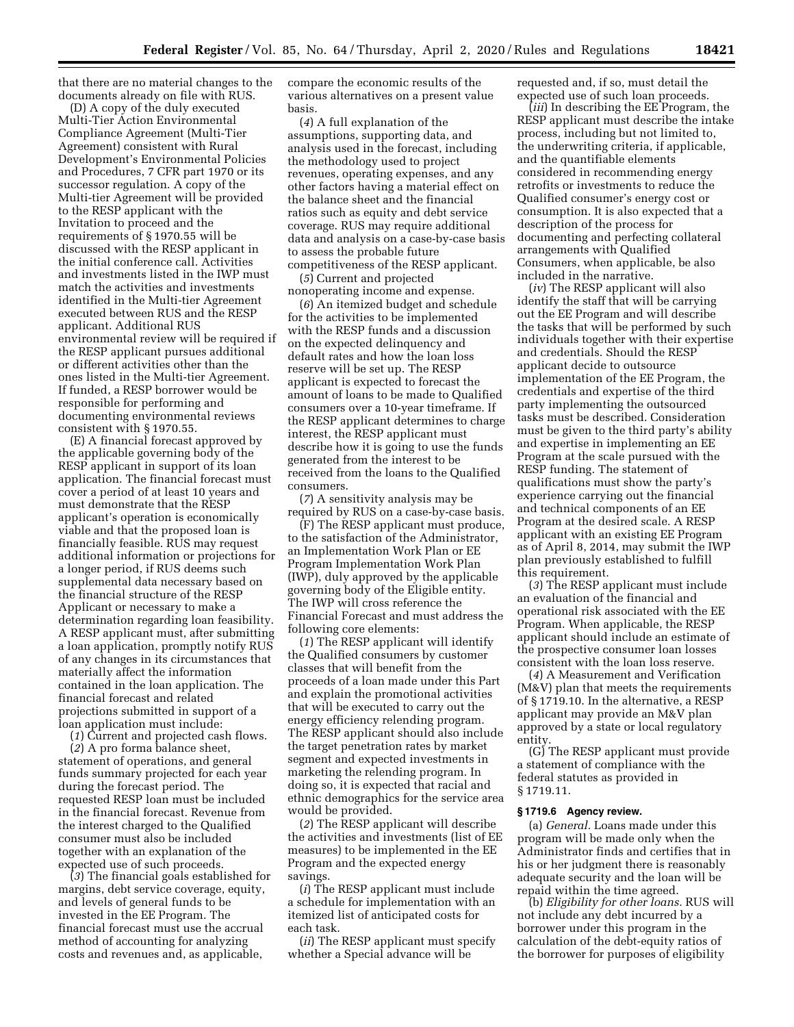that there are no material changes to the documents already on file with RUS.

(D) A copy of the duly executed Multi-Tier Action Environmental Compliance Agreement (Multi-Tier Agreement) consistent with Rural Development's Environmental Policies and Procedures, 7 CFR part 1970 or its successor regulation. A copy of the Multi-tier Agreement will be provided to the RESP applicant with the Invitation to proceed and the requirements of § 1970.55 will be discussed with the RESP applicant in the initial conference call. Activities and investments listed in the IWP must match the activities and investments identified in the Multi-tier Agreement executed between RUS and the RESP applicant. Additional RUS environmental review will be required if the RESP applicant pursues additional or different activities other than the ones listed in the Multi-tier Agreement. If funded, a RESP borrower would be responsible for performing and documenting environmental reviews consistent with § 1970.55.

(E) A financial forecast approved by the applicable governing body of the RESP applicant in support of its loan application. The financial forecast must cover a period of at least 10 years and must demonstrate that the RESP applicant's operation is economically viable and that the proposed loan is financially feasible. RUS may request additional information or projections for a longer period, if RUS deems such supplemental data necessary based on the financial structure of the RESP Applicant or necessary to make a determination regarding loan feasibility. A RESP applicant must, after submitting a loan application, promptly notify RUS of any changes in its circumstances that materially affect the information contained in the loan application. The financial forecast and related projections submitted in support of a loan application must include:

(*1*) Current and projected cash flows.

(*2*) A pro forma balance sheet, statement of operations, and general funds summary projected for each year during the forecast period. The requested RESP loan must be included in the financial forecast. Revenue from the interest charged to the Qualified consumer must also be included together with an explanation of the expected use of such proceeds.

(*3*) The financial goals established for margins, debt service coverage, equity, and levels of general funds to be invested in the EE Program. The financial forecast must use the accrual method of accounting for analyzing costs and revenues and, as applicable, compare the economic results of the various alternatives on a present value basis.

(*4*) A full explanation of the assumptions, supporting data, and analysis used in the forecast, including the methodology used to project revenues, operating expenses, and any other factors having a material effect on the balance sheet and the financial ratios such as equity and debt service coverage. RUS may require additional data and analysis on a case-by-case basis to assess the probable future competitiveness of the RESP applicant.

(*5*) Current and projected nonoperating income and expense.

(*6*) An itemized budget and schedule for the activities to be implemented with the RESP funds and a discussion on the expected delinquency and default rates and how the loan loss reserve will be set up. The RESP applicant is expected to forecast the amount of loans to be made to Qualified consumers over a 10-year timeframe. If the RESP applicant determines to charge interest, the RESP applicant must describe how it is going to use the funds generated from the interest to be received from the loans to the Qualified consumers.

(*7*) A sensitivity analysis may be required by RUS on a case-by-case basis.

(F) The RESP applicant must produce, to the satisfaction of the Administrator, an Implementation Work Plan or EE Program Implementation Work Plan (IWP), duly approved by the applicable governing body of the Eligible entity. The IWP will cross reference the Financial Forecast and must address the following core elements:

(*1*) The RESP applicant will identify the Qualified consumers by customer classes that will benefit from the proceeds of a loan made under this Part and explain the promotional activities that will be executed to carry out the energy efficiency relending program. The RESP applicant should also include the target penetration rates by market segment and expected investments in marketing the relending program. In doing so, it is expected that racial and ethnic demographics for the service area would be provided.

(*2*) The RESP applicant will describe the activities and investments (list of EE measures) to be implemented in the EE Program and the expected energy savings.

(*i*) The RESP applicant must include a schedule for implementation with an itemized list of anticipated costs for each task.

(*ii*) The RESP applicant must specify whether a Special advance will be requested and, if so, must detail the expected use of such loan proceeds.

(*iii*) In describing the EE Program, the RESP applicant must describe the intake process, including but not limited to, the underwriting criteria, if applicable, and the quantifiable elements considered in recommending energy retrofits or investments to reduce the Qualified consumer's energy cost or consumption. It is also expected that a description of the process for documenting and perfecting collateral arrangements with Qualified Consumers, when applicable, be also included in the narrative.

(*iv*) The RESP applicant will also identify the staff that will be carrying out the EE Program and will describe the tasks that will be performed by such individuals together with their expertise and credentials. Should the RESP applicant decide to outsource implementation of the EE Program, the credentials and expertise of the third party implementing the outsourced tasks must be described. Consideration must be given to the third party's ability and expertise in implementing an EE Program at the scale pursued with the RESP funding. The statement of qualifications must show the party's experience carrying out the financial and technical components of an EE Program at the desired scale. A RESP applicant with an existing EE Program as of April 8, 2014, may submit the IWP plan previously established to fulfill this requirement.

(*3*) The RESP applicant must include an evaluation of the financial and operational risk associated with the EE Program. When applicable, the RESP applicant should include an estimate of the prospective consumer loan losses consistent with the loan loss reserve.

(*4*) A Measurement and Verification (M&V) plan that meets the requirements of § 1719.10. In the alternative, a RESP applicant may provide an M&V plan approved by a state or local regulatory entity.

(G) The RESP applicant must provide a statement of compliance with the federal statutes as provided in § 1719.11.

**§ 1719.6 Agency review.**

(a) *General.* Loans made under this program will be made only when the Administrator finds and certifies that in his or her judgment there is reasonably adequate security and the loan will be repaid within the time agreed.

(b) *Eligibility for other loans.* RUS will not include any debt incurred by a borrower under this program in the calculation of the debt-equity ratios of the borrower for purposes of eligibility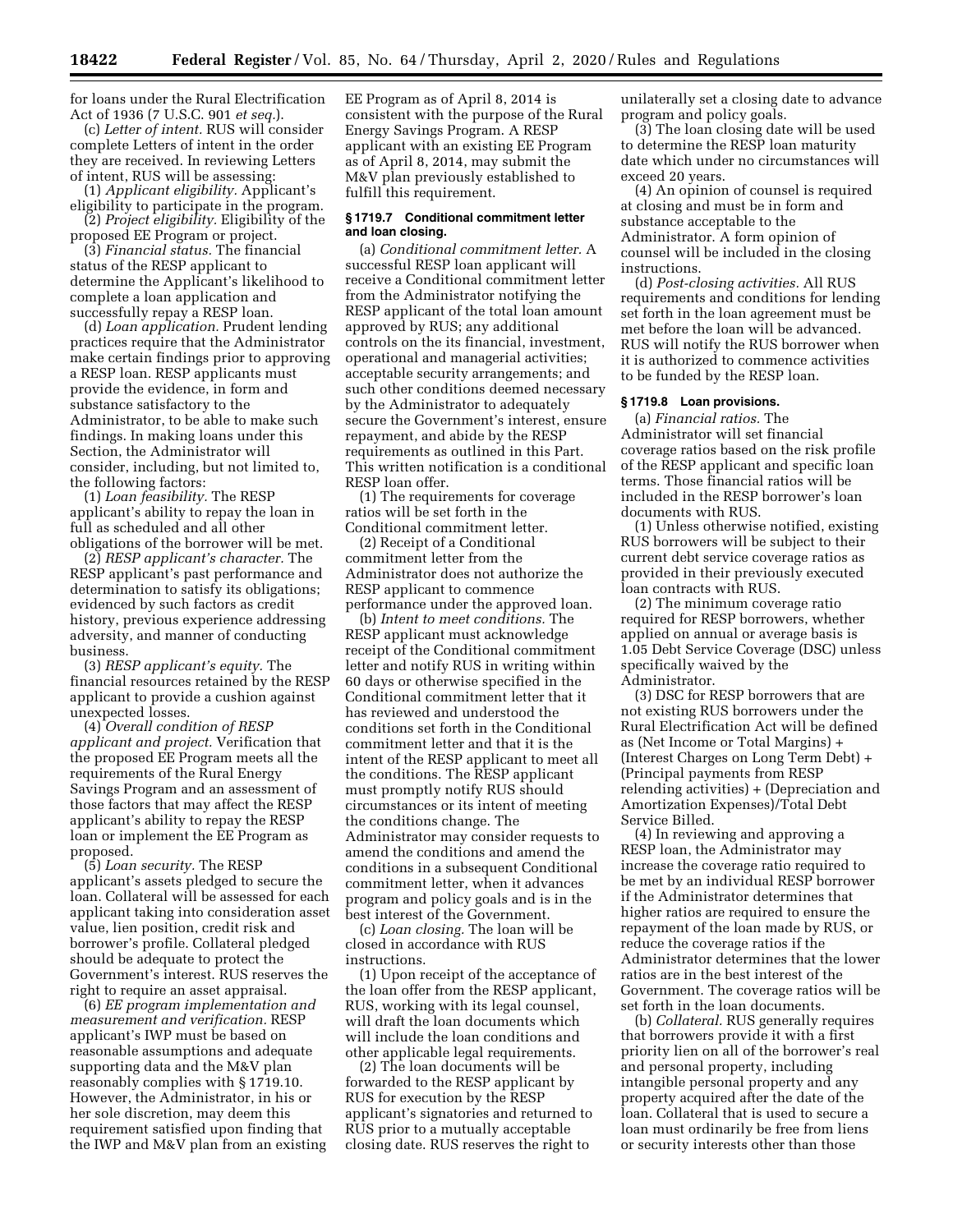for loans under the Rural Electrification Act of 1936 (7 U.S.C. 901 *et seq.*).

(c) *Letter of intent.* RUS will consider complete Letters of intent in the order they are received. In reviewing Letters of intent, RUS will be assessing:

(1) *Applicant eligibility.* Applicant's eligibility to participate in the program.

(2) *Project eligibility.* Eligibility of the proposed EE Program or project.

(3) *Financial status.* The financial status of the RESP applicant to determine the Applicant's likelihood to complete a loan application and successfully repay a RESP loan.

(d) *Loan application.* Prudent lending practices require that the Administrator make certain findings prior to approving a RESP loan. RESP applicants must provide the evidence, in form and substance satisfactory to the Administrator, to be able to make such findings. In making loans under this Section, the Administrator will consider, including, but not limited to, the following factors:

(1) *Loan feasibility.* The RESP applicant's ability to repay the loan in full as scheduled and all other obligations of the borrower will be met.

(2) *RESP applicant's character.* The RESP applicant's past performance and determination to satisfy its obligations; evidenced by such factors as credit history, previous experience addressing adversity, and manner of conducting business.

(3) *RESP applicant's equity.* The financial resources retained by the RESP applicant to provide a cushion against unexpected losses.

(4) *Overall condition of RESP applicant and project.* Verification that the proposed EE Program meets all the requirements of the Rural Energy Savings Program and an assessment of those factors that may affect the RESP applicant's ability to repay the RESP loan or implement the EE Program as proposed.

(5) *Loan security.* The RESP applicant's assets pledged to secure the loan. Collateral will be assessed for each applicant taking into consideration asset value, lien position, credit risk and borrower's profile. Collateral pledged should be adequate to protect the Government's interest. RUS reserves the right to require an asset appraisal.

(6) *EE program implementation and measurement and verification.* RESP applicant's IWP must be based on reasonable assumptions and adequate supporting data and the M&V plan reasonably complies with § 1719.10. However, the Administrator, in his or her sole discretion, may deem this requirement satisfied upon finding that the IWP and M&V plan from an existing EE Program as of April 8, 2014 is consistent with the purpose of the Rural Energy Savings Program. A RESP applicant with an existing EE Program as of April 8, 2014, may submit the M&V plan previously established to fulfill this requirement.

### § 1719.7 Conditional commitment letter and loan closing.

(a) *Conditional commitment letter.* A successful RESP loan applicant will receive a Conditional commitment letter from the Administrator notifying the RESP applicant of the total loan amount approved by RUS; any additional controls on the its financial, investment, operational and managerial activities; acceptable security arrangements; and such other conditions deemed necessary by the Administrator to adequately secure the Government's interest, ensure repayment, and abide by the RESP requirements as outlined in this Part. This written notification is a conditional RESP loan offer.

(1) The requirements for coverage ratios will be set forth in the Conditional commitment letter.

(2) Receipt of a Conditional commitment letter from the Administrator does not authorize the RESP applicant to commence performance under the approved loan.

(b) *Intent to meet conditions.* The RESP applicant must acknowledge receipt of the Conditional commitment letter and notify RUS in writing within 60 days or otherwise specified in the Conditional commitment letter that it has reviewed and understood the conditions set forth in the Conditional commitment letter and that it is the intent of the RESP applicant to meet all the conditions. The RESP applicant must promptly notify RUS should circumstances or its intent of meeting the conditions change. The Administrator may consider requests to amend the conditions and amend the conditions in a subsequent Conditional commitment letter, when it advances program and policy goals and is in the best interest of the Government.

(c) *Loan closing.* The loan will be closed in accordance with RUS instructions.

(1) Upon receipt of the acceptance of the loan offer from the RESP applicant, RUS, working with its legal counsel, will draft the loan documents which will include the loan conditions and other applicable legal requirements.

(2) The loan documents will be forwarded to the RESP applicant by RUS for execution by the RESP applicant's signatories and returned to RUS prior to a mutually acceptable closing date. RUS reserves the right to unilaterally set a closing date to advance program and policy goals.

(3) The loan closing date will be used to determine the RESP loan maturity date which under no circumstances will exceed 20 years.

(4) An opinion of counsel is required at closing and must be in form and substance acceptable to the Administrator. A form opinion of counsel will be included in the closing instructions.

(d) *Post-closing activities.* All RUS requirements and conditions for lending set forth in the loan agreement must be met before the loan will be advanced. RUS will notify the RUS borrower when it is authorized to commence activities to be funded by the RESP loan.

### § 1719.8 Loan provisions.

(a) *Financial ratios.* The Administrator will set financial coverage ratios based on the risk profile of the RESP applicant and specific loan terms. Those financial ratios will be included in the RESP borrower's loan documents with RUS.

(1) Unless otherwise notified, existing RUS borrowers will be subject to their current debt service coverage ratios as provided in their previously executed loan contracts with RUS.

(2) The minimum coverage ratio required for RESP borrowers, whether applied on annual or average basis is 1.05 Debt Service Coverage (DSC) unless specifically waived by the Administrator.

(3) DSC for RESP borrowers that are not existing RUS borrowers under the Rural Electrification Act will be defined as (Net Income or Total Margins) + (Interest Charges on Long Term Debt) + (Principal payments from RESP relending activities) + (Depreciation and Amortization Expenses)/Total Debt Service Billed.

(4) In reviewing and approving a RESP loan, the Administrator may increase the coverage ratio required to be met by an individual RESP borrower if the Administrator determines that higher ratios are required to ensure the repayment of the loan made by RUS, or reduce the coverage ratios if the Administrator determines that the lower ratios are in the best interest of the Government. The coverage ratios will be set forth in the loan documents.

(b) *Collateral.* RUS generally requires that borrowers provide it with a first priority lien on all of the borrower's real and personal property, including intangible personal property and any property acquired after the date of the loan. Collateral that is used to secure a loan must ordinarily be free from liens or security interests other than those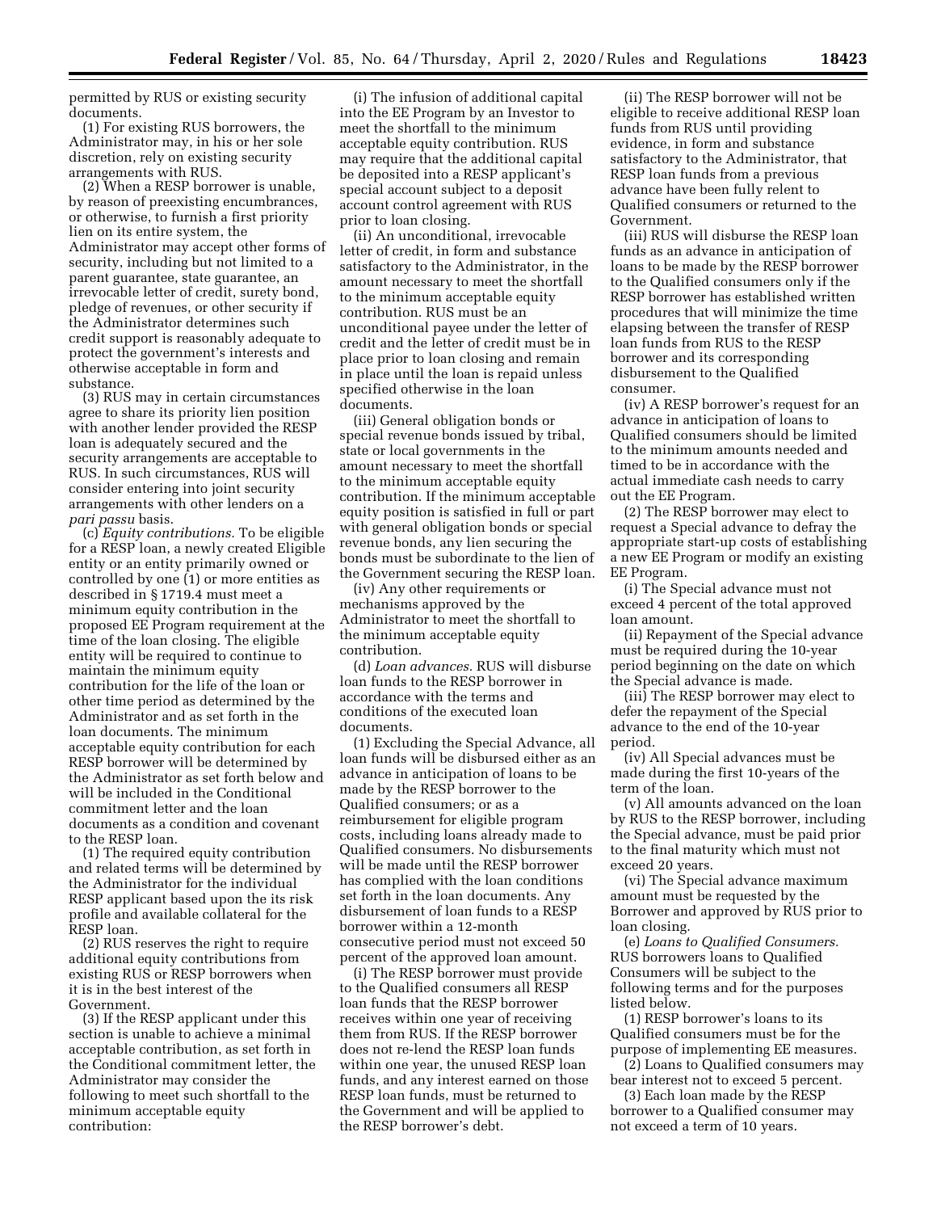permitted by RUS or existing security documents.

(1) For existing RUS borrowers, the Administrator may, in his or her sole discretion, rely on existing security arrangements with RUS.

(2) When a RESP borrower is unable, by reason of preexisting encumbrances, or otherwise, to furnish a first priority lien on its entire system, the Administrator may accept other forms of security, including but not limited to a parent guarantee, state guarantee, an irrevocable letter of credit, surety bond, pledge of revenues, or other security if the Administrator determines such credit support is reasonably adequate to protect the government's interests and otherwise acceptable in form and substance.

(3) RUS may in certain circumstances agree to share its priority lien position with another lender provided the RESP loan is adequately secured and the security arrangements are acceptable to RUS. In such circumstances, RUS will consider entering into joint security arrangements with other lenders on a *pari passu* basis.

(c) *Equity contributions.* To be eligible for a RESP loan, a newly created Eligible entity or an entity primarily owned or controlled by one (1) or more entities as described in § 1719.4 must meet a minimum equity contribution in the proposed EE Program requirement at the time of the loan closing. The eligible entity will be required to continue to maintain the minimum equity contribution for the life of the loan or other time period as determined by the Administrator and as set forth in the loan documents. The minimum acceptable equity contribution for each RESP borrower will be determined by the Administrator as set forth below and will be included in the Conditional commitment letter and the loan documents as a condition and covenant to the RESP loan.

(1) The required equity contribution and related terms will be determined by the Administrator for the individual RESP applicant based upon the its risk profile and available collateral for the RESP loan.

(2) RUS reserves the right to require additional equity contributions from existing RUS or RESP borrowers when it is in the best interest of the Government.

(3) If the RESP applicant under this section is unable to achieve a minimal acceptable contribution, as set forth in the Conditional commitment letter, the Administrator may consider the following to meet such shortfall to the minimum acceptable equity contribution:

(i) The infusion of additional capital into the EE Program by an Investor to meet the shortfall to the minimum acceptable equity contribution. RUS may require that the additional capital be deposited into a RESP applicant's special account subject to a deposit account control agreement with RUS prior to loan closing.

(ii) An unconditional, irrevocable letter of credit, in form and substance satisfactory to the Administrator, in the amount necessary to meet the shortfall to the minimum acceptable equity contribution. RUS must be an unconditional payee under the letter of credit and the letter of credit must be in place prior to loan closing and remain in place until the loan is repaid unless specified otherwise in the loan documents.

(iii) General obligation bonds or special revenue bonds issued by tribal, state or local governments in the amount necessary to meet the shortfall to the minimum acceptable equity contribution. If the minimum acceptable equity position is satisfied in full or part with general obligation bonds or special revenue bonds, any lien securing the bonds must be subordinate to the lien of the Government securing the RESP loan.

(iv) Any other requirements or mechanisms approved by the Administrator to meet the shortfall to the minimum acceptable equity contribution.

(d) *Loan advances.* RUS will disburse loan funds to the RESP borrower in accordance with the terms and conditions of the executed loan documents.

(1) Excluding the Special Advance, all loan funds will be disbursed either as an advance in anticipation of loans to be made by the RESP borrower to the Qualified consumers; or as a reimbursement for eligible program costs, including loans already made to Qualified consumers. No disbursements will be made until the RESP borrower has complied with the loan conditions set forth in the loan documents. Any disbursement of loan funds to a RESP borrower within a 12-month consecutive period must not exceed 50 percent of the approved loan amount.

(i) The RESP borrower must provide to the Qualified consumers all RESP loan funds that the RESP borrower receives within one year of receiving them from RUS. If the RESP borrower does not re-lend the RESP loan funds within one year, the unused RESP loan funds, and any interest earned on those RESP loan funds, must be returned to the Government and will be applied to the RESP borrower's debt.

(ii) The RESP borrower will not be eligible to receive additional RESP loan funds from RUS until providing evidence, in form and substance satisfactory to the Administrator, that RESP loan funds from a previous advance have been fully relent to Qualified consumers or returned to the Government.

(iii) RUS will disburse the RESP loan funds as an advance in anticipation of loans to be made by the RESP borrower to the Qualified consumers only if the RESP borrower has established written procedures that will minimize the time elapsing between the transfer of RESP loan funds from RUS to the RESP borrower and its corresponding disbursement to the Qualified consumer.

(iv) A RESP borrower's request for an advance in anticipation of loans to Qualified consumers should be limited to the minimum amounts needed and timed to be in accordance with the actual immediate cash needs to carry out the EE Program.

(2) The RESP borrower may elect to request a Special advance to defray the appropriate start-up costs of establishing a new EE Program or modify an existing EE Program.

(i) The Special advance must not exceed 4 percent of the total approved loan amount.

(ii) Repayment of the Special advance must be required during the 10-year period beginning on the date on which the Special advance is made.

(iii) The RESP borrower may elect to defer the repayment of the Special advance to the end of the 10-year period.

(iv) All Special advances must be made during the first 10-years of the term of the loan.

(v) All amounts advanced on the loan by RUS to the RESP borrower, including the Special advance, must be paid prior to the final maturity which must not exceed 20 years.

(vi) The Special advance maximum amount must be requested by the Borrower and approved by RUS prior to loan closing.

(e) *Loans to Qualified Consumers.* RUS borrowers loans to Qualified Consumers will be subject to the following terms and for the purposes listed below.

(1) RESP borrower's loans to its Qualified consumers must be for the purpose of implementing EE measures.

(2) Loans to Qualified consumers may bear interest not to exceed 5 percent.

(3) Each loan made by the RESP borrower to a Qualified consumer may not exceed a term of 10 years.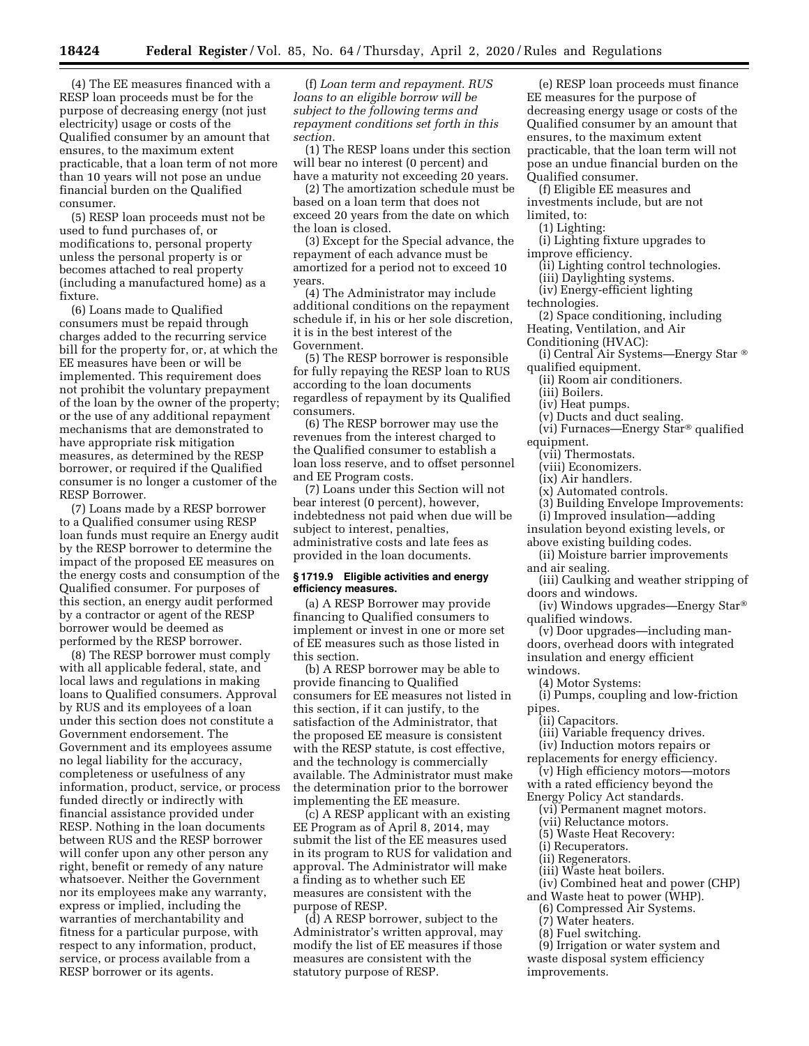(4) The EE measures financed with a RESP loan proceeds must be for the purpose of decreasing energy (not just electricity) usage or costs of the Qualified consumer by an amount that ensures, to the maximum extent practicable, that a loan term of not more than 10 years will not pose an undue financial burden on the Qualified consumer.

(5) RESP loan proceeds must not be used to fund purchases of, or modifications to, personal property unless the personal property is or becomes attached to real property (including a manufactured home) as a fixture.

(6) Loans made to Qualified consumers must be repaid through charges added to the recurring service bill for the property for, or, at which the EE measures have been or will be implemented. This requirement does not prohibit the voluntary prepayment of the loan by the owner of the property; or the use of any additional repayment mechanisms that are demonstrated to have appropriate risk mitigation measures, as determined by the RESP borrower, or required if the Qualified consumer is no longer a customer of the RESP Borrower.

(7) Loans made by a RESP borrower to a Qualified consumer using RESP loan funds must require an Energy audit by the RESP borrower to determine the impact of the proposed EE measures on the energy costs and consumption of the Qualified consumer. For purposes of this section, an energy audit performed by a contractor or agent of the RESP borrower would be deemed as performed by the RESP borrower.

(8) The RESP borrower must comply with all applicable federal, state, and local laws and regulations in making loans to Qualified consumers. Approval by RUS and its employees of a loan under this section does not constitute a Government endorsement. The Government and its employees assume no legal liability for the accuracy, completeness or usefulness of any information, product, service, or process funded directly or indirectly with financial assistance provided under RESP. Nothing in the loan documents between RUS and the RESP borrower will confer upon any other person any right, benefit or remedy of any nature whatsoever. Neither the Government nor its employees make any warranty, express or implied, including the warranties of merchantability and fitness for a particular purpose, with respect to any information, product, service, or process available from a RESP borrower or its agents.

(f) *Loan term and repayment. RUS loans to an eligible borrow will be subject to the following terms and repayment conditions set forth in this section.*

(1) The RESP loans under this section will bear no interest (0 percent) and have a maturity not exceeding 20 years.

(2) The amortization schedule must be based on a loan term that does not exceed 20 years from the date on which the loan is closed.

(3) Except for the Special advance, the repayment of each advance must be amortized for a period not to exceed 10 years.

(4) The Administrator may include additional conditions on the repayment schedule if, in his or her sole discretion, it is in the best interest of the Government.

(5) The RESP borrower is responsible for fully repaying the RESP loan to RUS according to the loan documents regardless of repayment by its Qualified consumers.

(6) The RESP borrower may use the revenues from the interest charged to the Qualified consumer to establish a loan loss reserve, and to offset personnel and EE Program costs.

(7) Loans under this Section will not bear interest (0 percent), however, indebtedness not paid when due will be subject to interest, penalties, administrative costs and late fees as provided in the loan documents.

### § 1719.9 Eligible activities and energy efficiency measures.

(a) A RESP Borrower may provide financing to Qualified consumers to implement or invest in one or more set of EE measures such as those listed in this section.

(b) A RESP borrower may be able to provide financing to Qualified consumers for EE measures not listed in this section, if it can justify, to the satisfaction of the Administrator, that the proposed EE measure is consistent with the RESP statute, is cost effective, and the technology is commercially available. The Administrator must make the determination prior to the borrower implementing the EE measure.

(c) A RESP applicant with an existing EE Program as of April 8, 2014, may submit the list of the EE measures used in its program to RUS for validation and approval. The Administrator will make a finding as to whether such EE measures are consistent with the purpose of RESP.

(d) A RESP borrower, subject to the Administrator's written approval, may modify the list of EE measures if those measures are consistent with the statutory purpose of RESP.

(e) RESP loan proceeds must finance EE measures for the purpose of decreasing energy usage or costs of the Qualified consumer by an amount that ensures, to the maximum extent practicable, that the loan term will not pose an undue financial burden on the Qualified consumer.

(f) Eligible EE measures and investments include, but are not limited, to:

(1) Lighting:

(i) Lighting fixture upgrades to improve efficiency.

(ii) Lighting control technologies.

(iii) Daylighting systems.

(iv) Energy-efficient lighting technologies.

(2) Space conditioning, including Heating, Ventilation, and Air Conditioning (HVAC):

(i) Central Air Systems—Energy Star ® qualified equipment.

(ii) Room air conditioners.

(iii) Boilers.

(iv) Heat pumps.

(v) Ducts and duct sealing.

(vi) Furnaces—Energy Star® qualified equipment.

(vii) Thermostats.

(viii) Economizers.

(ix) Air handlers.

(x) Automated controls.

(3) Building Envelope Improvements:

(i) Improved insulation—adding insulation beyond existing levels, or above existing building codes.

(ii) Moisture barrier improvements and air sealing.

(iii) Caulking and weather stripping of doors and windows.

(iv) Windows upgrades—Energy Star® qualified windows.

(v) Door upgrades—including man-doors, overhead doors with integrated insulation and energy efficient windows.

(4) Motor Systems:

(i) Pumps, coupling and low-friction pipes.

(ii) Capacitors.

(iii) Variable frequency drives.

(iv) Induction motors repairs or replacements for energy efficiency.

(v) High efficiency motors—motors with a rated efficiency beyond the Energy Policy Act standards.

(vi) Permanent magnet motors.

(vii) Reluctance motors.

(5) Waste Heat Recovery:

(i) Recuperators.

(ii) Regenerators.

(iii) Waste heat boilers.

(iv) Combined heat and power (CHP) and Waste heat to power (WHP).

(6) Compressed Air Systems.

(7) Water heaters.

(8) Fuel switching.

(9) Irrigation or water system and waste disposal system efficiency improvements.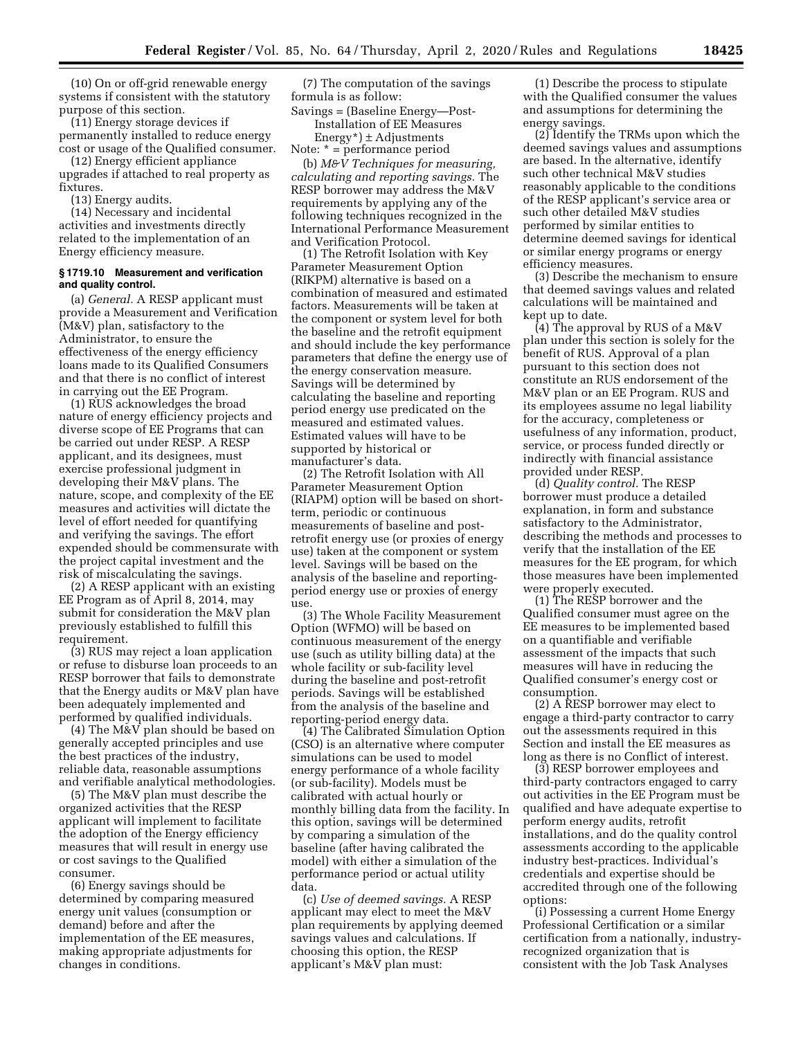(10) On or off-grid renewable energy systems if consistent with the statutory purpose of this section.

(11) Energy storage devices if permanently installed to reduce energy cost or usage of the Qualified consumer.

(12) Energy efficient appliance upgrades if attached to real property as fixtures.

(13) Energy audits.

(14) Necessary and incidental activities and investments directly related to the implementation of an Energy efficiency measure.

### § 1719.10 Measurement and verification and quality control.

(a) *General.* A RESP applicant must provide a Measurement and Verification (M&V) plan, satisfactory to the Administrator, to ensure the effectiveness of the energy efficiency loans made to its Qualified Consumers and that there is no conflict of interest in carrying out the EE Program.

(1) RUS acknowledges the broad nature of energy efficiency projects and diverse scope of EE Programs that can be carried out under RESP. A RESP applicant, and its designees, must exercise professional judgment in developing their M&V plans. The nature, scope, and complexity of the EE measures and activities will dictate the level of effort needed for quantifying and verifying the savings. The effort expended should be commensurate with the project capital investment and the risk of miscalculating the savings.

(2) A RESP applicant with an existing EE Program as of April 8, 2014, may submit for consideration the M&V plan previously established to fulfill this requirement.

(3) RUS may reject a loan application or refuse to disburse loan proceeds to an RESP borrower that fails to demonstrate that the Energy audits or M&V plan have been adequately implemented and performed by qualified individuals.

(4) The M&V plan should be based on generally accepted principles and use the best practices of the industry, reliable data, reasonable assumptions and verifiable analytical methodologies.

(5) The M&V plan must describe the organized activities that the RESP applicant will implement to facilitate the adoption of the Energy efficiency measures that will result in energy use or cost savings to the Qualified consumer.

(6) Energy savings should be determined by comparing measured energy unit values (consumption or demand) before and after the implementation of the EE measures, making appropriate adjustments for changes in conditions.

(7) The computation of the savings formula is as follow:

Savings = (Baseline Energy—Post-Installation of EE Measures Energy*) ± Adjustments

Note: * = performance period

(b) *M&V Techniques for measuring, calculating and reporting savings.* The RESP borrower may address the M&V requirements by applying any of the following techniques recognized in the International Performance Measurement and Verification Protocol.

(1) The Retrofit Isolation with Key Parameter Measurement Option (RIKPM) alternative is based on a combination of measured and estimated factors. Measurements will be taken at the component or system level for both the baseline and the retrofit equipment and should include the key performance parameters that define the energy use of the energy conservation measure. Savings will be determined by calculating the baseline and reporting period energy use predicated on the measured and estimated values. Estimated values will have to be supported by historical or manufacturer's data.

(2) The Retrofit Isolation with All Parameter Measurement Option (RIAPM) option will be based on short-term, periodic or continuous measurements of baseline and post-retrofit energy use (or proxies of energy use) taken at the component or system level. Savings will be based on the analysis of the baseline and reporting-period energy use or proxies of energy use.

(3) The Whole Facility Measurement Option (WFMO) will be based on continuous measurement of the energy use (such as utility billing data) at the whole facility or sub-facility level during the baseline and post-retrofit periods. Savings will be established from the analysis of the baseline and reporting-period energy data.

(4) The Calibrated Simulation Option (CSO) is an alternative where computer simulations can be used to model energy performance of a whole facility (or sub-facility). Models must be calibrated with actual hourly or monthly billing data from the facility. In this option, savings will be determined by comparing a simulation of the baseline (after having calibrated the model) with either a simulation of the performance period or actual utility data.

(c) *Use of deemed savings.* A RESP applicant may elect to meet the M&V plan requirements by applying deemed savings values and calculations. If choosing this option, the RESP applicant's M&V plan must:

(1) Describe the process to stipulate with the Qualified consumer the values and assumptions for determining the energy savings.

(2) Identify the TRMs upon which the deemed savings values and assumptions are based. In the alternative, identify such other technical M&V studies reasonably applicable to the conditions of the RESP applicant's service area or such other detailed M&V studies performed by similar entities to determine deemed savings for identical or similar energy programs or energy efficiency measures.

(3) Describe the mechanism to ensure that deemed savings values and related calculations will be maintained and kept up to date.

(4) The approval by RUS of a M&V plan under this section is solely for the benefit of RUS. Approval of a plan pursuant to this section does not constitute an RUS endorsement of the M&V plan or an EE Program. RUS and its employees assume no legal liability for the accuracy, completeness or usefulness of any information, product, service, or process funded directly or indirectly with financial assistance provided under RESP.

(d) *Quality control.* The RESP borrower must produce a detailed explanation, in form and substance satisfactory to the Administrator, describing the methods and processes to verify that the installation of the EE measures for the EE program, for which those measures have been implemented were properly executed.

(1) The RESP borrower and the Qualified consumer must agree on the EE measures to be implemented based on a quantifiable and verifiable assessment of the impacts that such measures will have in reducing the Qualified consumer's energy cost or consumption.

(2) A RESP borrower may elect to engage a third-party contractor to carry out the assessments required in this Section and install the EE measures as long as there is no Conflict of interest.

(3) RESP borrower employees and third-party contractors engaged to carry out activities in the EE Program must be qualified and have adequate expertise to perform energy audits, retrofit installations, and do the quality control assessments according to the applicable industry best-practices. Individual's credentials and expertise should be accredited through one of the following options:

(i) Possessing a current Home Energy Professional Certification or a similar certification from a nationally, industry-recognized organization that is consistent with the Job Task Analyses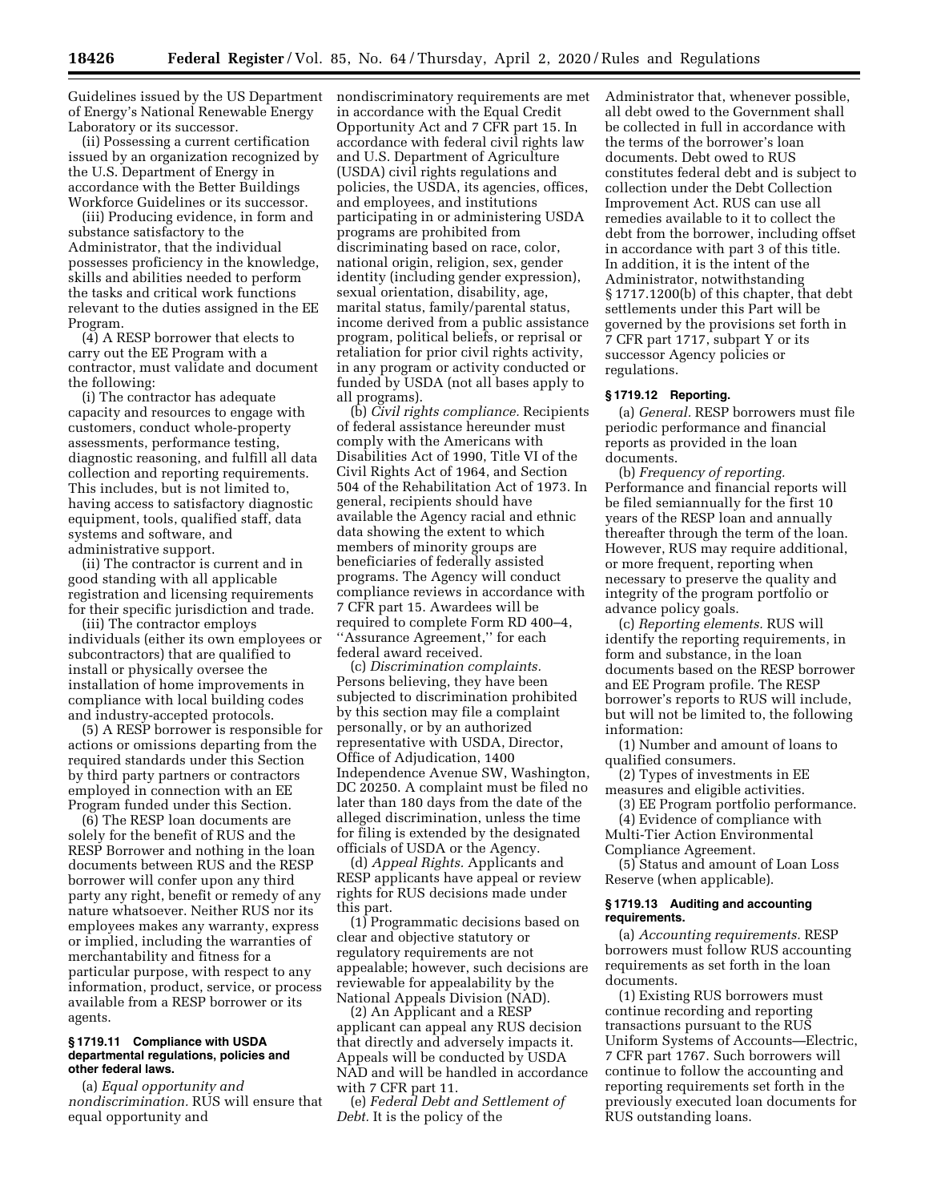Guidelines issued by the US Department of Energy's National Renewable Energy Laboratory or its successor.

(ii) Possessing a current certification issued by an organization recognized by the U.S. Department of Energy in accordance with the Better Buildings Workforce Guidelines or its successor.

(iii) Producing evidence, in form and substance satisfactory to the Administrator, that the individual possesses proficiency in the knowledge, skills and abilities needed to perform the tasks and critical work functions relevant to the duties assigned in the EE Program.

(4) A RESP borrower that elects to carry out the EE Program with a contractor, must validate and document the following:

(i) The contractor has adequate capacity and resources to engage with customers, conduct whole-property assessments, performance testing, diagnostic reasoning, and fulfill all data collection and reporting requirements. This includes, but is not limited to, having access to satisfactory diagnostic equipment, tools, qualified staff, data systems and software, and administrative support.

(ii) The contractor is current and in good standing with all applicable registration and licensing requirements for their specific jurisdiction and trade.

(iii) The contractor employs individuals (either its own employees or subcontractors) that are qualified to install or physically oversee the installation of home improvements in compliance with local building codes and industry-accepted protocols.

(5) A RESP borrower is responsible for actions or omissions departing from the required standards under this Section by third party partners or contractors employed in connection with an EE Program funded under this Section.

(6) The RESP loan documents are solely for the benefit of RUS and the RESP Borrower and nothing in the loan documents between RUS and the RESP borrower will confer upon any third party any right, benefit or remedy of any nature whatsoever. Neither RUS nor its employees makes any warranty, express or implied, including the warranties of merchantability and fitness for a particular purpose, with respect to any information, product, service, or process available from a RESP borrower or its agents.

### § 1719.11 Compliance with USDA departmental regulations, policies and other federal laws.

(a) *Equal opportunity and nondiscrimination.* RUS will ensure that equal opportunity and nondiscriminatory requirements are met in accordance with the Equal Credit Opportunity Act and 7 CFR part 15. In accordance with federal civil rights law and U.S. Department of Agriculture (USDA) civil rights regulations and policies, the USDA, its agencies, offices, and employees, and institutions participating in or administering USDA programs are prohibited from discriminating based on race, color, national origin, religion, sex, gender identity (including gender expression), sexual orientation, disability, age, marital status, family/parental status, income derived from a public assistance program, political beliefs, or reprisal or retaliation for prior civil rights activity, in any program or activity conducted or funded by USDA (not all bases apply to all programs).

(b) *Civil rights compliance.* Recipients of federal assistance hereunder must comply with the Americans with Disabilities Act of 1990, Title VI of the Civil Rights Act of 1964, and Section 504 of the Rehabilitation Act of 1973. In general, recipients should have available the Agency racial and ethnic data showing the extent to which members of minority groups are beneficiaries of federally assisted programs. The Agency will conduct compliance reviews in accordance with 7 CFR part 15. Awardees will be required to complete Form RD 400–4, ''Assurance Agreement,'' for each federal award received.

(c) *Discrimination complaints.* Persons believing, they have been subjected to discrimination prohibited by this section may file a complaint personally, or by an authorized representative with USDA, Director, Office of Adjudication, 1400 Independence Avenue SW, Washington, DC 20250. A complaint must be filed no later than 180 days from the date of the alleged discrimination, unless the time for filing is extended by the designated officials of USDA or the Agency.

(d) *Appeal Rights.* Applicants and RESP applicants have appeal or review rights for RUS decisions made under this part.

(1) Programmatic decisions based on clear and objective statutory or regulatory requirements are not appealable; however, such decisions are reviewable for appealability by the National Appeals Division (NAD).

(2) An Applicant and a RESP applicant can appeal any RUS decision that directly and adversely impacts it. Appeals will be conducted by USDA NAD and will be handled in accordance with 7 CFR part 11.

(e) *Federal Debt and Settlement of Debt.* It is the policy of the Administrator that, whenever possible, all debt owed to the Government shall be collected in full in accordance with the terms of the borrower's loan documents. Debt owed to RUS constitutes federal debt and is subject to collection under the Debt Collection Improvement Act. RUS can use all remedies available to it to collect the debt from the borrower, including offset in accordance with part 3 of this title. In addition, it is the intent of the Administrator, notwithstanding § 1717.1200(b) of this chapter, that debt settlements under this Part will be governed by the provisions set forth in 7 CFR part 1717, subpart Y or its successor Agency policies or regulations.

### § 1719.12 Reporting.

(a) *General.* RESP borrowers must file periodic performance and financial reports as provided in the loan documents.

(b) *Frequency of reporting.* Performance and financial reports will be filed semiannually for the first 10 years of the RESP loan and annually thereafter through the term of the loan. However, RUS may require additional, or more frequent, reporting when necessary to preserve the quality and integrity of the program portfolio or advance policy goals.

(c) *Reporting elements.* RUS will identify the reporting requirements, in form and substance, in the loan documents based on the RESP borrower and EE Program profile. The RESP borrower's reports to RUS will include, but will not be limited to, the following information:

(1) Number and amount of loans to qualified consumers.

(2) Types of investments in EE measures and eligible activities.

(3) EE Program portfolio performance.

(4) Evidence of compliance with Multi-Tier Action Environmental Compliance Agreement.

(5) Status and amount of Loan Loss Reserve (when applicable).

### § 1719.13 Auditing and accounting requirements.

(a) *Accounting requirements.* RESP borrowers must follow RUS accounting requirements as set forth in the loan documents.

(1) Existing RUS borrowers must continue recording and reporting transactions pursuant to the RUS Uniform Systems of Accounts—Electric, 7 CFR part 1767. Such borrowers will continue to follow the accounting and reporting requirements set forth in the previously executed loan documents for RUS outstanding loans.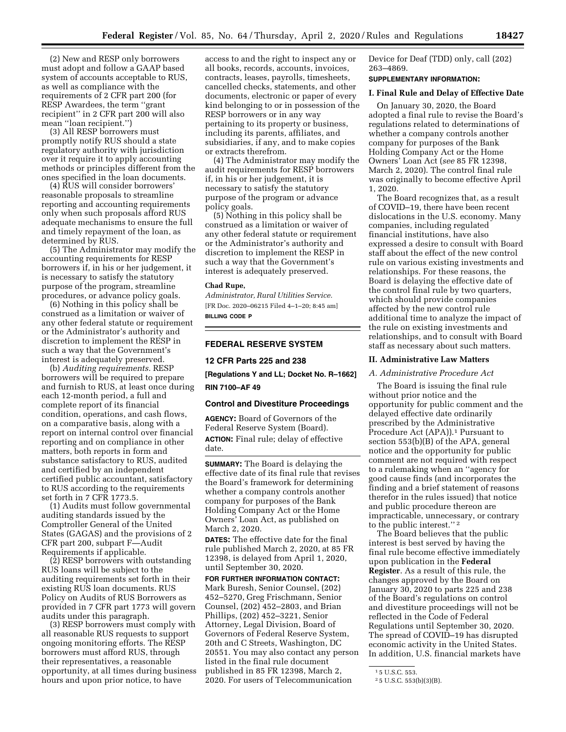(2) New and RESP only borrowers must adopt and follow a GAAP based system of accounts acceptable to RUS, as well as compliance with the requirements of 2 CFR part 200 (for RESP Awardees, the term ''grant recipient'' in 2 CFR part 200 will also mean ''loan recipient.'')

(3) All RESP borrowers must promptly notify RUS should a state regulatory authority with jurisdiction over it require it to apply accounting methods or principles different from the ones specified in the loan documents.

(4) RUS will consider borrowers' reasonable proposals to streamline reporting and accounting requirements only when such proposals afford RUS adequate mechanisms to ensure the full and timely repayment of the loan, as determined by RUS.

(5) The Administrator may modify the accounting requirements for RESP borrowers if, in his or her judgement, it is necessary to satisfy the statutory purpose of the program, streamline procedures, or advance policy goals.

(6) Nothing in this policy shall be construed as a limitation or waiver of any other federal statute or requirement or the Administrator's authority and discretion to implement the RESP in such a way that the Government's interest is adequately preserved.

(b) *Auditing requirements.* RESP borrowers will be required to prepare and furnish to RUS, at least once during each 12-month period, a full and complete report of its financial condition, operations, and cash flows, on a comparative basis, along with a report on internal control over financial reporting and on compliance in other matters, both reports in form and substance satisfactory to RUS, audited and certified by an independent certified public accountant, satisfactory to RUS according to the requirements set forth in 7 CFR 1773.5.

(1) Audits must follow governmental auditing standards issued by the Comptroller General of the United States (GAGAS) and the provisions of 2 CFR part 200, subpart F—Audit Requirements if applicable.

(2) RESP borrowers with outstanding RUS loans will be subject to the auditing requirements set forth in their existing RUS loan documents. RUS Policy on Audits of RUS Borrowers as provided in 7 CFR part 1773 will govern audits under this paragraph.

(3) RESP borrowers must comply with all reasonable RUS requests to support ongoing monitoring efforts. The RESP borrowers must afford RUS, through their representatives, a reasonable opportunity, at all times during business hours and upon prior notice, to have access to and the right to inspect any or all books, records, accounts, invoices, contracts, leases, payrolls, timesheets, cancelled checks, statements, and other documents, electronic or paper of every kind belonging to or in possession of the RESP borrowers or in any way pertaining to its property or business, including its parents, affiliates, and subsidiaries, if any, and to make copies or extracts therefrom.

(4) The Administrator may modify the audit requirements for RESP borrowers if, in his or her judgement, it is necessary to satisfy the statutory purpose of the program or advance policy goals.

(5) Nothing in this policy shall be construed as a limitation or waiver of any other federal statute or requirement or the Administrator's authority and discretion to implement the RESP in such a way that the Government's interest is adequately preserved.

**Chad Rupe,**

*Administrator, Rural Utilities Service.*

[FR Doc. 2020–06215 Filed 4–1–20; 8:45 am]

**BILLING CODE P**

## FEDERAL RESERVE SYSTEM

### 12 CFR Parts 225 and 238

**[Regulations Y and LL; Docket No. R–1662]**

**RIN 7100–AF 49**

### Control and Divestiture Proceedings

**AGENCY:** Board of Governors of the Federal Reserve System (Board).

**ACTION:** Final rule; delay of effective date.

**SUMMARY:** The Board is delaying the effective date of its final rule that revises the Board's framework for determining whether a company controls another company for purposes of the Bank Holding Company Act or the Home Owners' Loan Act, as published on March 2, 2020.

**DATES:** The effective date for the final rule published March 2, 2020, at 85 FR 12398, is delayed from April 1, 2020, until September 30, 2020.

**FOR FURTHER INFORMATION CONTACT:** Mark Buresh, Senior Counsel, (202) 452–5270, Greg Frischmann, Senior Counsel, (202) 452–2803, and Brian Phillips, (202) 452–3221, Senior Attorney, Legal Division, Board of Governors of Federal Reserve System, 20th and C Streets, Washington, DC 20551. You may also contact any person listed in the final rule document published in 85 FR 12398, March 2, 2020. For users of Telecommunication Device for Deaf (TDD) only, call (202) 263–4869.

**SUPPLEMENTARY INFORMATION:**

#### I. Final Rule and Delay of Effective Date

On January 30, 2020, the Board adopted a final rule to revise the Board's regulations related to determinations of whether a company controls another company for purposes of the Bank Holding Company Act or the Home Owners' Loan Act (*see* 85 FR 12398, March 2, 2020). The control final rule was originally to become effective April 1, 2020.

The Board recognizes that, as a result of COVID–19, there have been recent dislocations in the U.S. economy. Many companies, including regulated financial institutions, have also expressed a desire to consult with Board staff about the effect of the new control rule on various existing investments and relationships. For these reasons, the Board is delaying the effective date of the control final rule by two quarters, which should provide companies affected by the new control rule additional time to analyze the impact of the rule on existing investments and relationships, and to consult with Board staff as necessary about such matters.

#### II. Administrative Law Matters

*A. Administrative Procedure Act*

The Board is issuing the final rule without prior notice and the opportunity for public comment and the delayed effective date ordinarily prescribed by the Administrative Procedure Act (APA)).[1] Pursuant to section 553(b)(B) of the APA, general notice and the opportunity for public comment are not required with respect to a rulemaking when an ''agency for good cause finds (and incorporates the finding and a brief statement of reasons therefor in the rules issued) that notice and public procedure thereon are impracticable, unnecessary, or contrary to the public interest.''[2]

The Board believes that the public interest is best served by having the final rule become effective immediately upon publication in the **Federal Register**. As a result of this rule, the changes approved by the Board on January 30, 2020 to parts 225 and 238 of the Board's regulations on control and divestiture proceedings will not be reflected in the Code of Federal Regulations until September 30, 2020. The spread of COVID–19 has disrupted economic activity in the United States. In addition, U.S. financial markets have

[1] 5 U.S.C. 553.

[2] 5 U.S.C. 553(b)(3)(B).